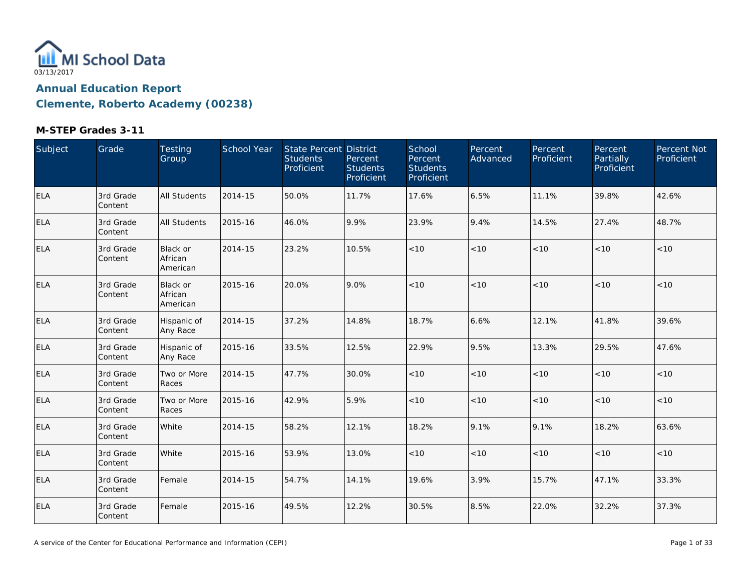03/13/2017

# Annual Education Report

## Clemente, Roberto Academy (00238)

### M-STEP Grades 3-11

| Subject | Grade | Testing Group | School Year | State Percent Students Proficient | District Percent Students Proficient | School Percent Students Proficient | Percent Advanced | Percent Proficient | Percent Partially Proficient | Percent Not Proficient |
|---|---|---|---|---|---|---|---|---|---|---|
| ELA | 3rd Grade Content | All Students | 2014-15 | 50.0% | 11.7% | 17.6% | 6.5% | 11.1% | 39.8% | 42.6% |
| ELA | 3rd Grade Content | All Students | 2015-16 | 46.0% | 9.9% | 23.9% | 9.4% | 14.5% | 27.4% | 48.7% |
| ELA | 3rd Grade Content | Black or African American | 2014-15 | 23.2% | 10.5% | <10 | <10 | <10 | <10 | <10 |
| ELA | 3rd Grade Content | Black or African American | 2015-16 | 20.0% | 9.0% | <10 | <10 | <10 | <10 | <10 |
| ELA | 3rd Grade Content | Hispanic of Any Race | 2014-15 | 37.2% | 14.8% | 18.7% | 6.6% | 12.1% | 41.8% | 39.6% |
| ELA | 3rd Grade Content | Hispanic of Any Race | 2015-16 | 33.5% | 12.5% | 22.9% | 9.5% | 13.3% | 29.5% | 47.6% |
| ELA | 3rd Grade Content | Two or More Races | 2014-15 | 47.7% | 30.0% | <10 | <10 | <10 | <10 | <10 |
| ELA | 3rd Grade Content | Two or More Races | 2015-16 | 42.9% | 5.9% | <10 | <10 | <10 | <10 | <10 |
| ELA | 3rd Grade Content | White | 2014-15 | 58.2% | 12.1% | 18.2% | 9.1% | 9.1% | 18.2% | 63.6% |
| ELA | 3rd Grade Content | White | 2015-16 | 53.9% | 13.0% | <10 | <10 | <10 | <10 | <10 |
| ELA | 3rd Grade Content | Female | 2014-15 | 54.7% | 14.1% | 19.6% | 3.9% | 15.7% | 47.1% | 33.3% |
| ELA | 3rd Grade Content | Female | 2015-16 | 49.5% | 12.2% | 30.5% | 8.5% | 22.0% | 32.2% | 37.3% |

A service of the Center for Educational Performance and Information (CEPI)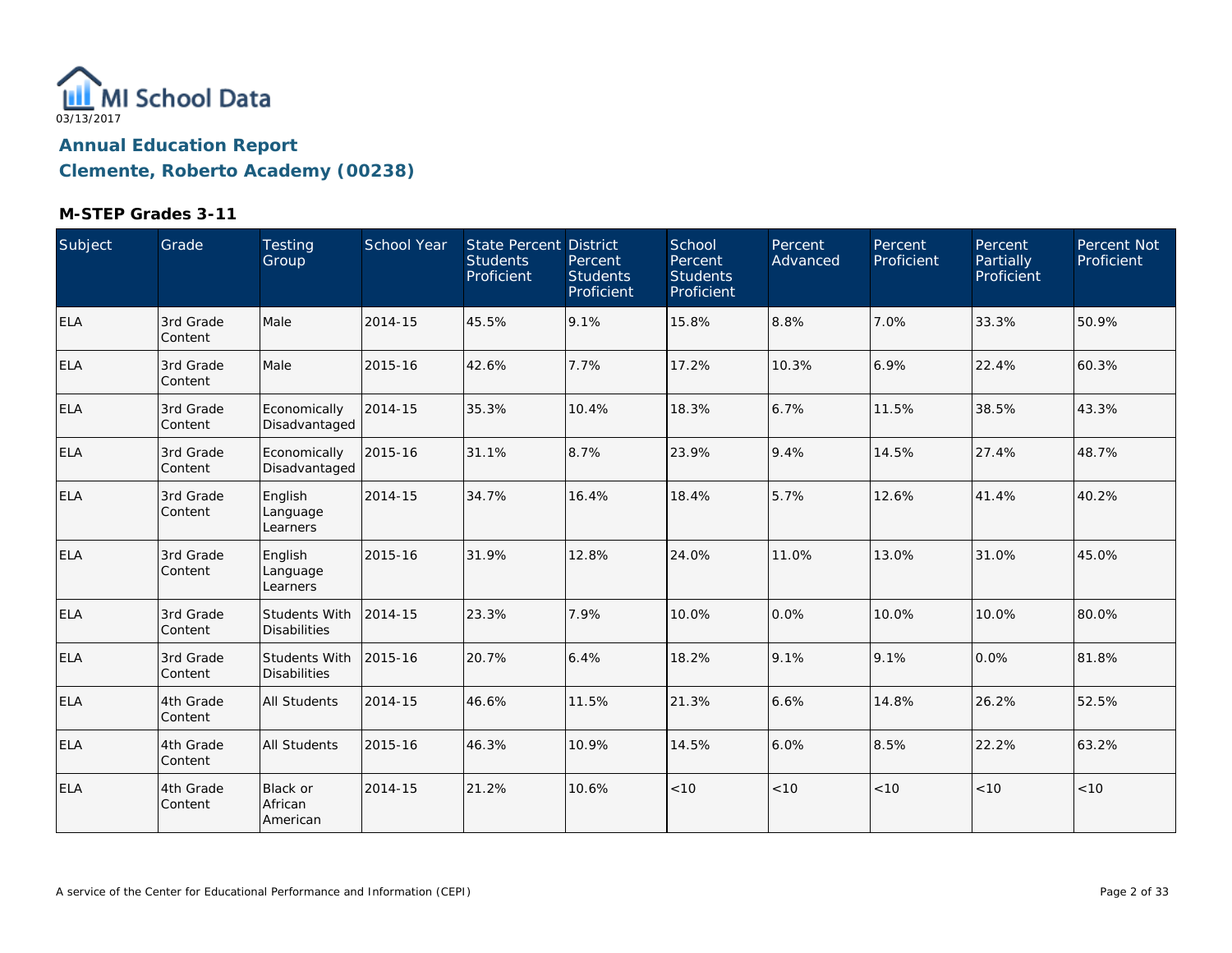MI School Data

03/13/2017

## Annual Education Report

## Clemente, Roberto Academy (00238)

### M-STEP Grades 3-11

| Subject | Grade | Testing Group | School Year | State Percent Students Proficient | District Percent Students Proficient | School Percent Students Proficient | Percent Advanced | Percent Proficient | Percent Partially Proficient | Percent Not Proficient |
|---|---|---|---|---|---|---|---|---|---|---|
| ELA | 3rd Grade Content | Male | 2014-15 | 45.5% | 9.1% | 15.8% | 8.8% | 7.0% | 33.3% | 50.9% |
| ELA | 3rd Grade Content | Male | 2015-16 | 42.6% | 7.7% | 17.2% | 10.3% | 6.9% | 22.4% | 60.3% |
| ELA | 3rd Grade Content | Economically Disadvantaged | 2014-15 | 35.3% | 10.4% | 18.3% | 6.7% | 11.5% | 38.5% | 43.3% |
| ELA | 3rd Grade Content | Economically Disadvantaged | 2015-16 | 31.1% | 8.7% | 23.9% | 9.4% | 14.5% | 27.4% | 48.7% |
| ELA | 3rd Grade Content | English Language Learners | 2014-15 | 34.7% | 16.4% | 18.4% | 5.7% | 12.6% | 41.4% | 40.2% |
| ELA | 3rd Grade Content | English Language Learners | 2015-16 | 31.9% | 12.8% | 24.0% | 11.0% | 13.0% | 31.0% | 45.0% |
| ELA | 3rd Grade Content | Students With Disabilities | 2014-15 | 23.3% | 7.9% | 10.0% | 0.0% | 10.0% | 10.0% | 80.0% |
| ELA | 3rd Grade Content | Students With Disabilities | 2015-16 | 20.7% | 6.4% | 18.2% | 9.1% | 9.1% | 0.0% | 81.8% |
| ELA | 4th Grade Content | All Students | 2014-15 | 46.6% | 11.5% | 21.3% | 6.6% | 14.8% | 26.2% | 52.5% |
| ELA | 4th Grade Content | All Students | 2015-16 | 46.3% | 10.9% | 14.5% | 6.0% | 8.5% | 22.2% | 63.2% |
| ELA | 4th Grade Content | Black or African American | 2014-15 | 21.2% | 10.6% | <10 | <10 | <10 | <10 | <10 |

A service of the Center for Educational Performance and Information (CEPI)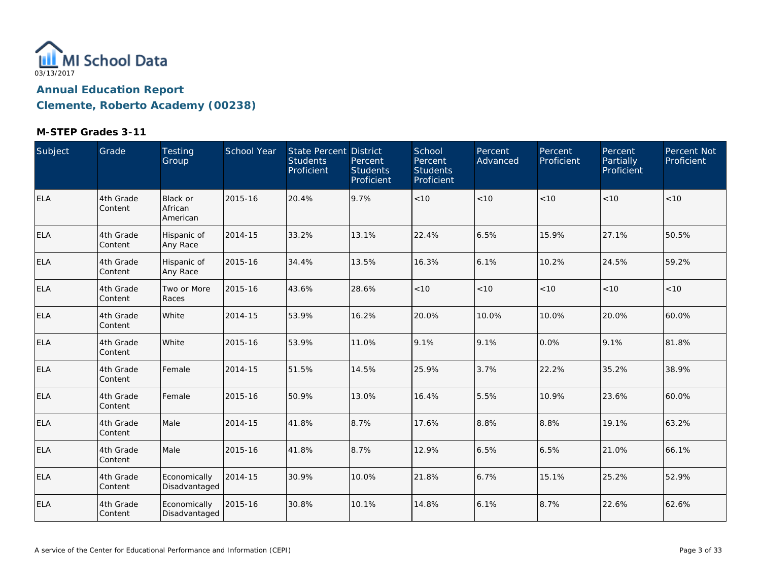# Annual Education Report

## Clemente, Roberto Academy (00238)

### M-STEP Grades 3-11

| Subject | Grade | Testing Group | School Year | State Percent Students Proficient | District Percent Students Proficient | School Percent Students Proficient | Percent Advanced | Percent Proficient | Percent Partially Proficient | Percent Not Proficient |
|---|---|---|---|---|---|---|---|---|---|---|
| ELA | 4th Grade Content | Black or African American | 2015-16 | 20.4% | 9.7% | <10 | <10 | <10 | <10 | <10 |
| ELA | 4th Grade Content | Hispanic of Any Race | 2014-15 | 33.2% | 13.1% | 22.4% | 6.5% | 15.9% | 27.1% | 50.5% |
| ELA | 4th Grade Content | Hispanic of Any Race | 2015-16 | 34.4% | 13.5% | 16.3% | 6.1% | 10.2% | 24.5% | 59.2% |
| ELA | 4th Grade Content | Two or More Races | 2015-16 | 43.6% | 28.6% | <10 | <10 | <10 | <10 | <10 |
| ELA | 4th Grade Content | White | 2014-15 | 53.9% | 16.2% | 20.0% | 10.0% | 10.0% | 20.0% | 60.0% |
| ELA | 4th Grade Content | White | 2015-16 | 53.9% | 11.0% | 9.1% | 9.1% | 0.0% | 9.1% | 81.8% |
| ELA | 4th Grade Content | Female | 2014-15 | 51.5% | 14.5% | 25.9% | 3.7% | 22.2% | 35.2% | 38.9% |
| ELA | 4th Grade Content | Female | 2015-16 | 50.9% | 13.0% | 16.4% | 5.5% | 10.9% | 23.6% | 60.0% |
| ELA | 4th Grade Content | Male | 2014-15 | 41.8% | 8.7% | 17.6% | 8.8% | 8.8% | 19.1% | 63.2% |
| ELA | 4th Grade Content | Male | 2015-16 | 41.8% | 8.7% | 12.9% | 6.5% | 6.5% | 21.0% | 66.1% |
| ELA | 4th Grade Content | Economically Disadvantaged | 2014-15 | 30.9% | 10.0% | 21.8% | 6.7% | 15.1% | 25.2% | 52.9% |
| ELA | 4th Grade Content | Economically Disadvantaged | 2015-16 | 30.8% | 10.1% | 14.8% | 6.1% | 8.7% | 22.6% | 62.6% |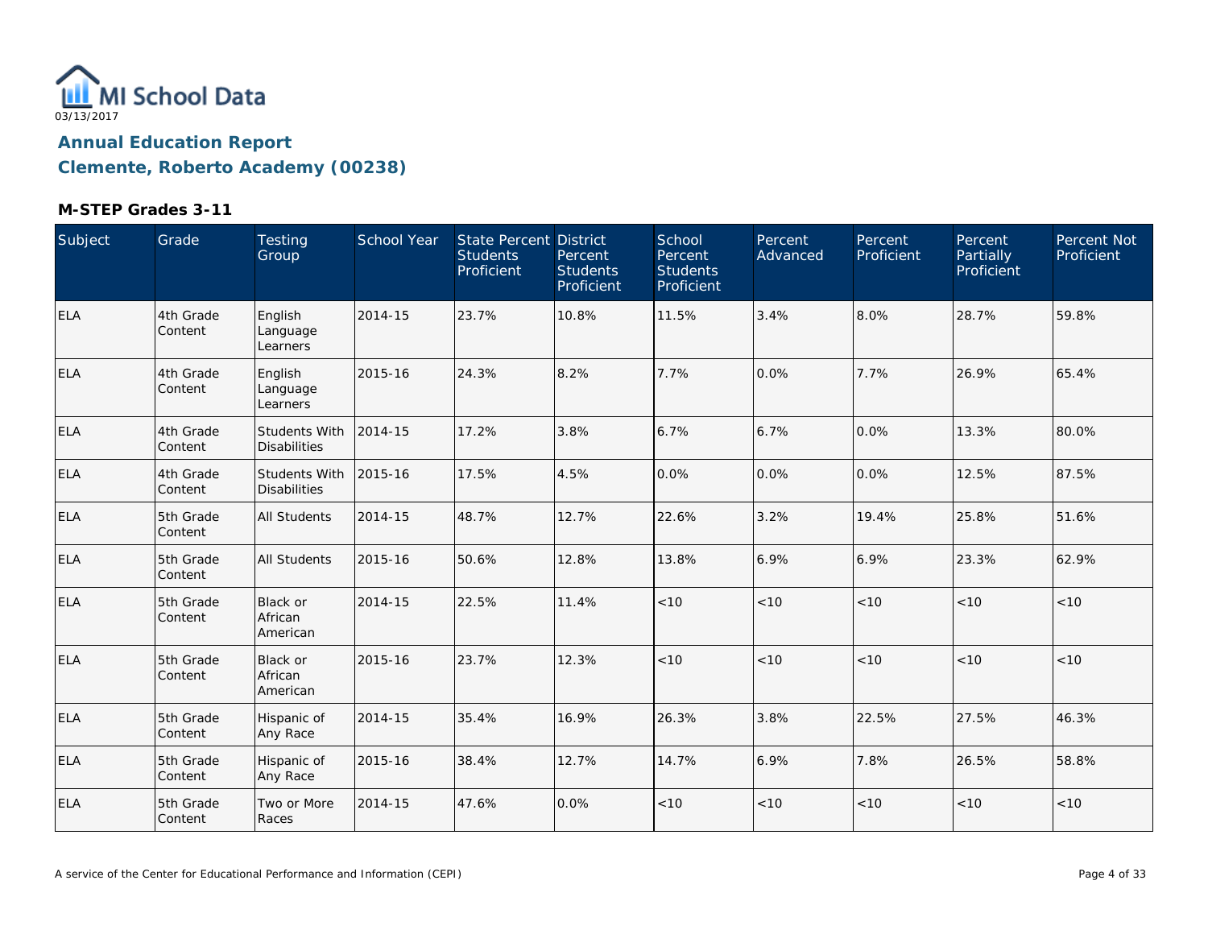MI School Data

03/13/2017

## Annual Education Report

## Clemente, Roberto Academy (00238)

### M-STEP Grades 3-11

| Subject | Grade | Testing Group | School Year | State Percent Students Proficient | District Percent Students Proficient | School Percent Students Proficient | Percent Advanced | Percent Proficient | Percent Partially Proficient | Percent Not Proficient |
|---|---|---|---|---|---|---|---|---|---|---|
| ELA | 4th Grade Content | English Language Learners | 2014-15 | 23.7% | 10.8% | 11.5% | 3.4% | 8.0% | 28.7% | 59.8% |
| ELA | 4th Grade Content | English Language Learners | 2015-16 | 24.3% | 8.2% | 7.7% | 0.0% | 7.7% | 26.9% | 65.4% |
| ELA | 4th Grade Content | Students With Disabilities | 2014-15 | 17.2% | 3.8% | 6.7% | 6.7% | 0.0% | 13.3% | 80.0% |
| ELA | 4th Grade Content | Students With Disabilities | 2015-16 | 17.5% | 4.5% | 0.0% | 0.0% | 0.0% | 12.5% | 87.5% |
| ELA | 5th Grade Content | All Students | 2014-15 | 48.7% | 12.7% | 22.6% | 3.2% | 19.4% | 25.8% | 51.6% |
| ELA | 5th Grade Content | All Students | 2015-16 | 50.6% | 12.8% | 13.8% | 6.9% | 6.9% | 23.3% | 62.9% |
| ELA | 5th Grade Content | Black or African American | 2014-15 | 22.5% | 11.4% | <10 | <10 | <10 | <10 | <10 |
| ELA | 5th Grade Content | Black or African American | 2015-16 | 23.7% | 12.3% | <10 | <10 | <10 | <10 | <10 |
| ELA | 5th Grade Content | Hispanic of Any Race | 2014-15 | 35.4% | 16.9% | 26.3% | 3.8% | 22.5% | 27.5% | 46.3% |
| ELA | 5th Grade Content | Hispanic of Any Race | 2015-16 | 38.4% | 12.7% | 14.7% | 6.9% | 7.8% | 26.5% | 58.8% |
| ELA | 5th Grade Content | Two or More Races | 2014-15 | 47.6% | 0.0% | <10 | <10 | <10 | <10 | <10 |

A service of the Center for Educational Performance and Information (CEPI)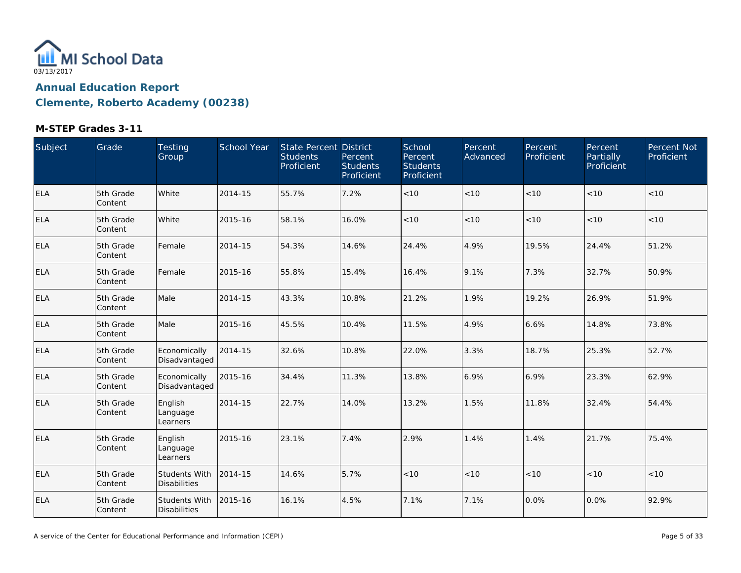MI School Data
03/13/2017

## Annual Education Report
## Clemente, Roberto Academy (00238)

### M-STEP Grades 3-11

| Subject | Grade | Testing Group | School Year | State Percent Students Proficient | District Percent Students Proficient | School Percent Students Proficient | Percent Advanced | Percent Proficient | Percent Partially Proficient | Percent Not Proficient |
|---|---|---|---|---|---|---|---|---|---|---|
| ELA | 5th Grade Content | White | 2014-15 | 55.7% | 7.2% | <10 | <10 | <10 | <10 | <10 |
| ELA | 5th Grade Content | White | 2015-16 | 58.1% | 16.0% | <10 | <10 | <10 | <10 | <10 |
| ELA | 5th Grade Content | Female | 2014-15 | 54.3% | 14.6% | 24.4% | 4.9% | 19.5% | 24.4% | 51.2% |
| ELA | 5th Grade Content | Female | 2015-16 | 55.8% | 15.4% | 16.4% | 9.1% | 7.3% | 32.7% | 50.9% |
| ELA | 5th Grade Content | Male | 2014-15 | 43.3% | 10.8% | 21.2% | 1.9% | 19.2% | 26.9% | 51.9% |
| ELA | 5th Grade Content | Male | 2015-16 | 45.5% | 10.4% | 11.5% | 4.9% | 6.6% | 14.8% | 73.8% |
| ELA | 5th Grade Content | Economically Disadvantaged | 2014-15 | 32.6% | 10.8% | 22.0% | 3.3% | 18.7% | 25.3% | 52.7% |
| ELA | 5th Grade Content | Economically Disadvantaged | 2015-16 | 34.4% | 11.3% | 13.8% | 6.9% | 6.9% | 23.3% | 62.9% |
| ELA | 5th Grade Content | English Language Learners | 2014-15 | 22.7% | 14.0% | 13.2% | 1.5% | 11.8% | 32.4% | 54.4% |
| ELA | 5th Grade Content | English Language Learners | 2015-16 | 23.1% | 7.4% | 2.9% | 1.4% | 1.4% | 21.7% | 75.4% |
| ELA | 5th Grade Content | Students With Disabilities | 2014-15 | 14.6% | 5.7% | <10 | <10 | <10 | <10 | <10 |
| ELA | 5th Grade Content | Students With Disabilities | 2015-16 | 16.1% | 4.5% | 7.1% | 7.1% | 0.0% | 0.0% | 92.9% |

A service of the Center for Educational Performance and Information (CEPI)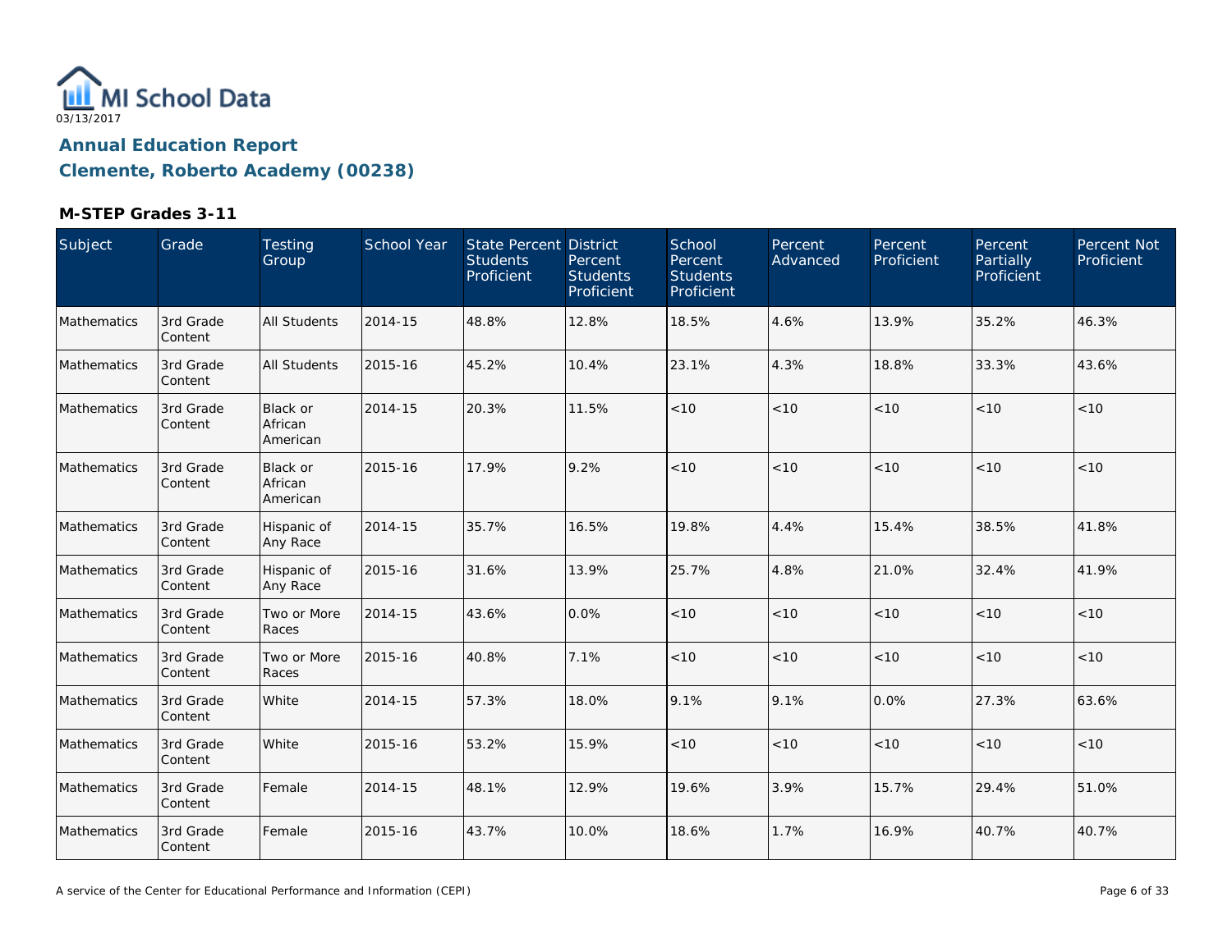MI School Data

03/13/2017

## Annual Education Report

## Clemente, Roberto Academy (00238)

### M-STEP Grades 3-11

| Subject | Grade | Testing Group | School Year | State Percent Students Proficient | District Percent Students Proficient | School Percent Students Proficient | Percent Advanced | Percent Proficient | Percent Partially Proficient | Percent Not Proficient |
|---|---|---|---|---|---|---|---|---|---|---|
| Mathematics | 3rd Grade Content | All Students | 2014-15 | 48.8% | 12.8% | 18.5% | 4.6% | 13.9% | 35.2% | 46.3% |
| Mathematics | 3rd Grade Content | All Students | 2015-16 | 45.2% | 10.4% | 23.1% | 4.3% | 18.8% | 33.3% | 43.6% |
| Mathematics | 3rd Grade Content | Black or African American | 2014-15 | 20.3% | 11.5% | <10 | <10 | <10 | <10 | <10 |
| Mathematics | 3rd Grade Content | Black or African American | 2015-16 | 17.9% | 9.2% | <10 | <10 | <10 | <10 | <10 |
| Mathematics | 3rd Grade Content | Hispanic of Any Race | 2014-15 | 35.7% | 16.5% | 19.8% | 4.4% | 15.4% | 38.5% | 41.8% |
| Mathematics | 3rd Grade Content | Hispanic of Any Race | 2015-16 | 31.6% | 13.9% | 25.7% | 4.8% | 21.0% | 32.4% | 41.9% |
| Mathematics | 3rd Grade Content | Two or More Races | 2014-15 | 43.6% | 0.0% | <10 | <10 | <10 | <10 | <10 |
| Mathematics | 3rd Grade Content | Two or More Races | 2015-16 | 40.8% | 7.1% | <10 | <10 | <10 | <10 | <10 |
| Mathematics | 3rd Grade Content | White | 2014-15 | 57.3% | 18.0% | 9.1% | 9.1% | 0.0% | 27.3% | 63.6% |
| Mathematics | 3rd Grade Content | White | 2015-16 | 53.2% | 15.9% | <10 | <10 | <10 | <10 | <10 |
| Mathematics | 3rd Grade Content | Female | 2014-15 | 48.1% | 12.9% | 19.6% | 3.9% | 15.7% | 29.4% | 51.0% |
| Mathematics | 3rd Grade Content | Female | 2015-16 | 43.7% | 10.0% | 18.6% | 1.7% | 16.9% | 40.7% | 40.7% |

A service of the Center for Educational Performance and Information (CEPI)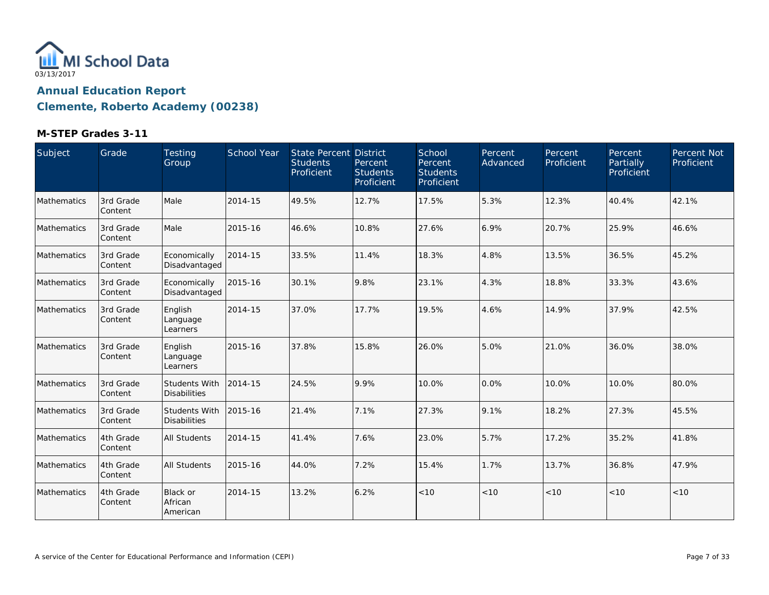MI School Data

03/13/2017

## Annual Education Report

## Clemente, Roberto Academy (00238)

### M-STEP Grades 3-11

| Subject | Grade | Testing Group | School Year | State Percent Students Proficient | District Percent Students Proficient | School Percent Students Proficient | Percent Advanced | Percent Proficient | Percent Partially Proficient | Percent Not Proficient |
|---|---|---|---|---|---|---|---|---|---|---|
| Mathematics | 3rd Grade Content | Male | 2014-15 | 49.5% | 12.7% | 17.5% | 5.3% | 12.3% | 40.4% | 42.1% |
| Mathematics | 3rd Grade Content | Male | 2015-16 | 46.6% | 10.8% | 27.6% | 6.9% | 20.7% | 25.9% | 46.6% |
| Mathematics | 3rd Grade Content | Economically Disadvantaged | 2014-15 | 33.5% | 11.4% | 18.3% | 4.8% | 13.5% | 36.5% | 45.2% |
| Mathematics | 3rd Grade Content | Economically Disadvantaged | 2015-16 | 30.1% | 9.8% | 23.1% | 4.3% | 18.8% | 33.3% | 43.6% |
| Mathematics | 3rd Grade Content | English Language Learners | 2014-15 | 37.0% | 17.7% | 19.5% | 4.6% | 14.9% | 37.9% | 42.5% |
| Mathematics | 3rd Grade Content | English Language Learners | 2015-16 | 37.8% | 15.8% | 26.0% | 5.0% | 21.0% | 36.0% | 38.0% |
| Mathematics | 3rd Grade Content | Students With Disabilities | 2014-15 | 24.5% | 9.9% | 10.0% | 0.0% | 10.0% | 10.0% | 80.0% |
| Mathematics | 3rd Grade Content | Students With Disabilities | 2015-16 | 21.4% | 7.1% | 27.3% | 9.1% | 18.2% | 27.3% | 45.5% |
| Mathematics | 4th Grade Content | All Students | 2014-15 | 41.4% | 7.6% | 23.0% | 5.7% | 17.2% | 35.2% | 41.8% |
| Mathematics | 4th Grade Content | All Students | 2015-16 | 44.0% | 7.2% | 15.4% | 1.7% | 13.7% | 36.8% | 47.9% |
| Mathematics | 4th Grade Content | Black or African American | 2014-15 | 13.2% | 6.2% | <10 | <10 | <10 | <10 | <10 |

A service of the Center for Educational Performance and Information (CEPI)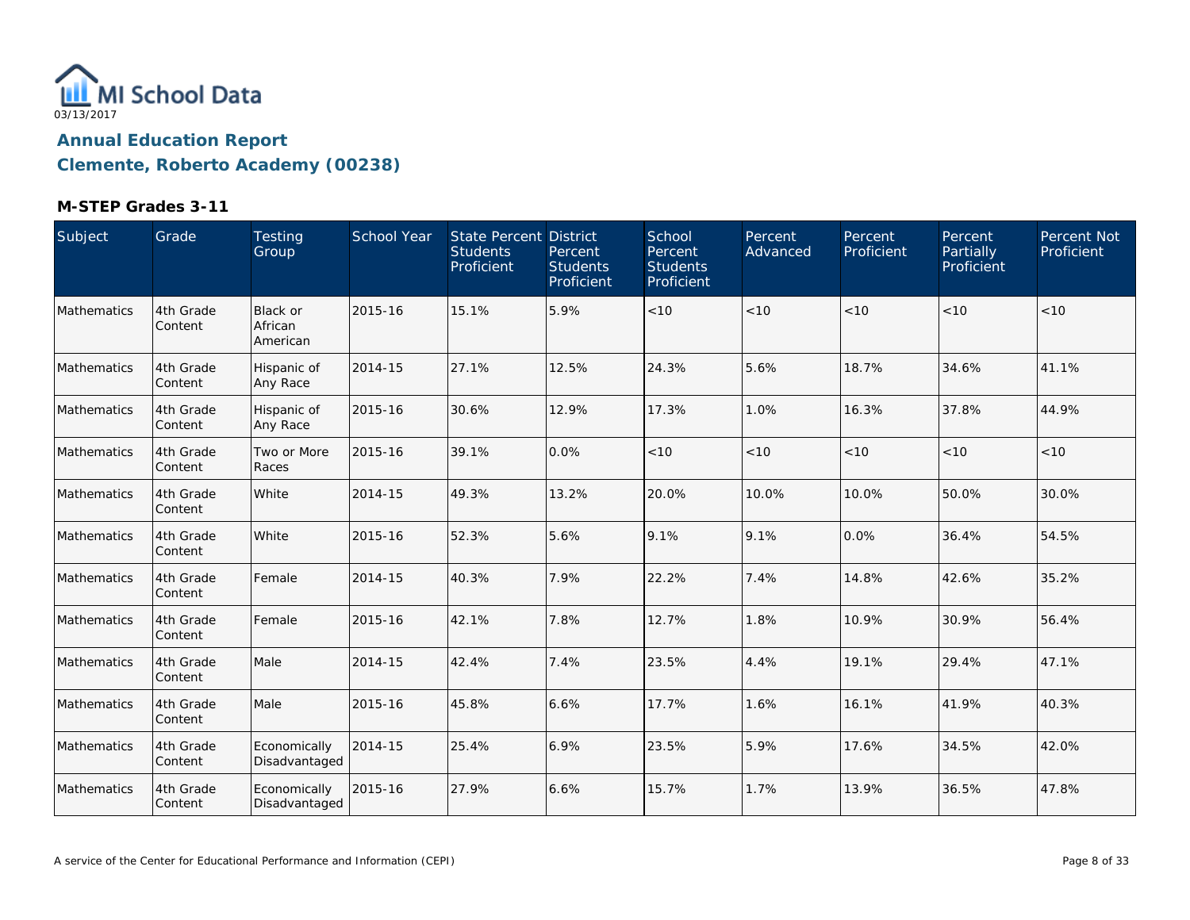MI School Data
03/13/2017

## Annual Education Report

## Clemente, Roberto Academy (00238)

### M-STEP Grades 3-11

| Subject | Grade | Testing Group | School Year | State Percent Students Proficient | District Percent Students Proficient | School Percent Students Proficient | Percent Advanced | Percent Proficient | Percent Partially Proficient | Percent Not Proficient |
|---|---|---|---|---|---|---|---|---|---|---|
| Mathematics | 4th Grade Content | Black or African American | 2015-16 | 15.1% | 5.9% | <10 | <10 | <10 | <10 | <10 |
| Mathematics | 4th Grade Content | Hispanic of Any Race | 2014-15 | 27.1% | 12.5% | 24.3% | 5.6% | 18.7% | 34.6% | 41.1% |
| Mathematics | 4th Grade Content | Hispanic of Any Race | 2015-16 | 30.6% | 12.9% | 17.3% | 1.0% | 16.3% | 37.8% | 44.9% |
| Mathematics | 4th Grade Content | Two or More Races | 2015-16 | 39.1% | 0.0% | <10 | <10 | <10 | <10 | <10 |
| Mathematics | 4th Grade Content | White | 2014-15 | 49.3% | 13.2% | 20.0% | 10.0% | 10.0% | 50.0% | 30.0% |
| Mathematics | 4th Grade Content | White | 2015-16 | 52.3% | 5.6% | 9.1% | 9.1% | 0.0% | 36.4% | 54.5% |
| Mathematics | 4th Grade Content | Female | 2014-15 | 40.3% | 7.9% | 22.2% | 7.4% | 14.8% | 42.6% | 35.2% |
| Mathematics | 4th Grade Content | Female | 2015-16 | 42.1% | 7.8% | 12.7% | 1.8% | 10.9% | 30.9% | 56.4% |
| Mathematics | 4th Grade Content | Male | 2014-15 | 42.4% | 7.4% | 23.5% | 4.4% | 19.1% | 29.4% | 47.1% |
| Mathematics | 4th Grade Content | Male | 2015-16 | 45.8% | 6.6% | 17.7% | 1.6% | 16.1% | 41.9% | 40.3% |
| Mathematics | 4th Grade Content | Economically Disadvantaged | 2014-15 | 25.4% | 6.9% | 23.5% | 5.9% | 17.6% | 34.5% | 42.0% |
| Mathematics | 4th Grade Content | Economically Disadvantaged | 2015-16 | 27.9% | 6.6% | 15.7% | 1.7% | 13.9% | 36.5% | 47.8% |

A service of the Center for Educational Performance and Information (CEPI)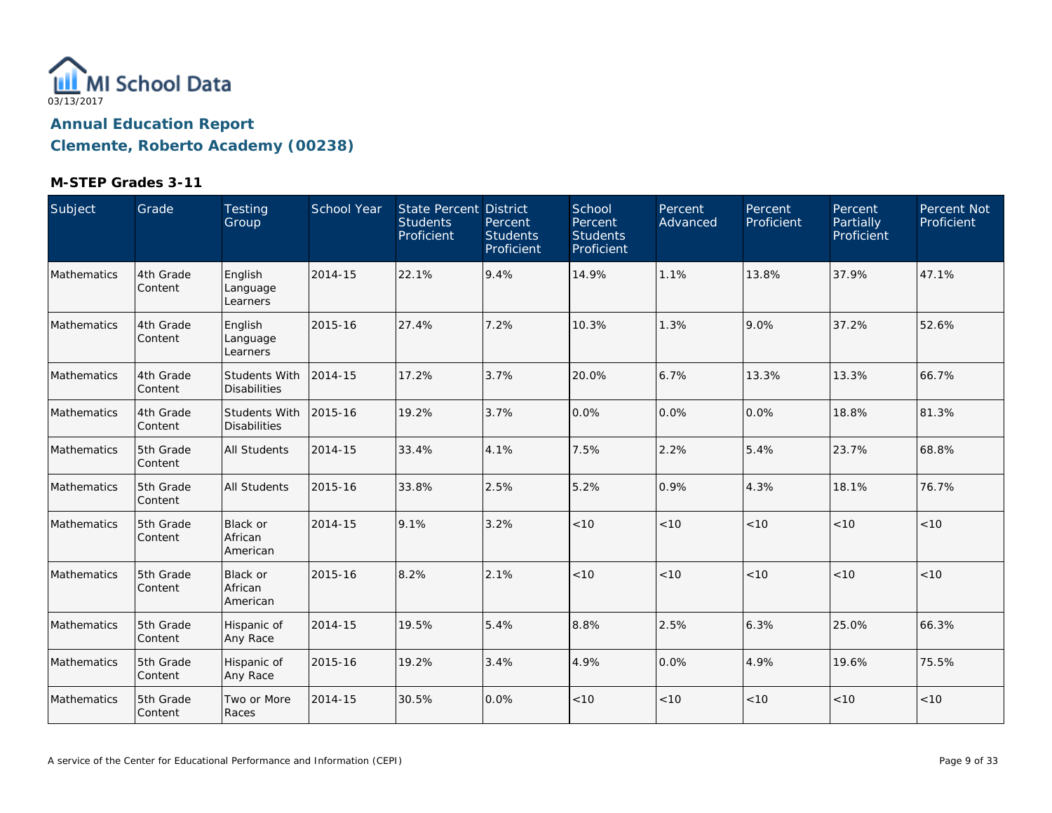03/13/2017

# Annual Education Report

## Clemente, Roberto Academy (00238)

### M-STEP Grades 3-11

| Subject | Grade | Testing Group | School Year | State Percent Students Proficient | District Percent Students Proficient | School Percent Students Proficient | Percent Advanced | Percent Proficient | Percent Partially Proficient | Percent Not Proficient |
|---|---|---|---|---|---|---|---|---|---|---|
| Mathematics | 4th Grade Content | English Language Learners | 2014-15 | 22.1% | 9.4% | 14.9% | 1.1% | 13.8% | 37.9% | 47.1% |
| Mathematics | 4th Grade Content | English Language Learners | 2015-16 | 27.4% | 7.2% | 10.3% | 1.3% | 9.0% | 37.2% | 52.6% |
| Mathematics | 4th Grade Content | Students With Disabilities | 2014-15 | 17.2% | 3.7% | 20.0% | 6.7% | 13.3% | 13.3% | 66.7% |
| Mathematics | 4th Grade Content | Students With Disabilities | 2015-16 | 19.2% | 3.7% | 0.0% | 0.0% | 0.0% | 18.8% | 81.3% |
| Mathematics | 5th Grade Content | All Students | 2014-15 | 33.4% | 4.1% | 7.5% | 2.2% | 5.4% | 23.7% | 68.8% |
| Mathematics | 5th Grade Content | All Students | 2015-16 | 33.8% | 2.5% | 5.2% | 0.9% | 4.3% | 18.1% | 76.7% |
| Mathematics | 5th Grade Content | Black or African American | 2014-15 | 9.1% | 3.2% | <10 | <10 | <10 | <10 | <10 |
| Mathematics | 5th Grade Content | Black or African American | 2015-16 | 8.2% | 2.1% | <10 | <10 | <10 | <10 | <10 |
| Mathematics | 5th Grade Content | Hispanic of Any Race | 2014-15 | 19.5% | 5.4% | 8.8% | 2.5% | 6.3% | 25.0% | 66.3% |
| Mathematics | 5th Grade Content | Hispanic of Any Race | 2015-16 | 19.2% | 3.4% | 4.9% | 0.0% | 4.9% | 19.6% | 75.5% |
| Mathematics | 5th Grade Content | Two or More Races | 2014-15 | 30.5% | 0.0% | <10 | <10 | <10 | <10 | <10 |

A service of the Center for Educational Performance and Information (CEPI)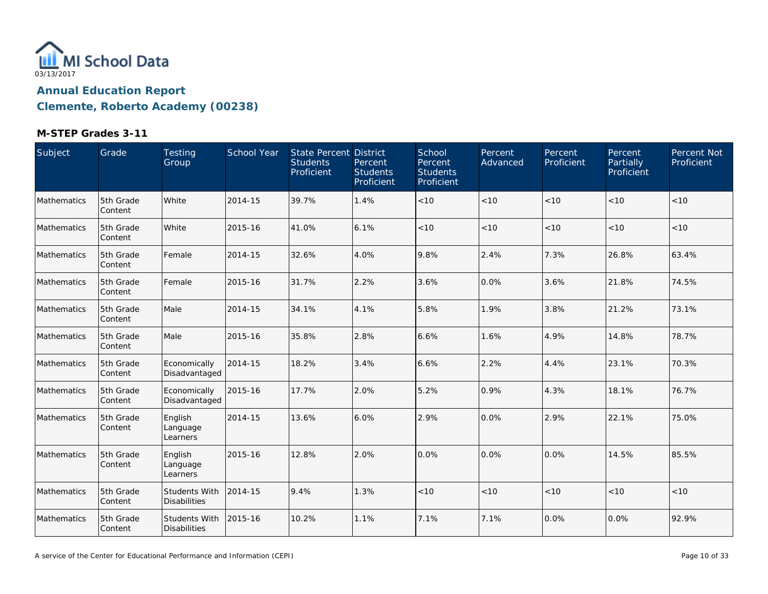MI School Data

03/13/2017

## Annual Education Report

## Clemente, Roberto Academy (00238)

### M-STEP Grades 3-11

| Subject | Grade | Testing Group | School Year | State Percent Students Proficient | District Percent Students Proficient | School Percent Students Proficient | Percent Advanced | Percent Proficient | Percent Partially Proficient | Percent Not Proficient |
|---|---|---|---|---|---|---|---|---|---|---|
| Mathematics | 5th Grade Content | White | 2014-15 | 39.7% | 1.4% | <10 | <10 | <10 | <10 | <10 |
| Mathematics | 5th Grade Content | White | 2015-16 | 41.0% | 6.1% | <10 | <10 | <10 | <10 | <10 |
| Mathematics | 5th Grade Content | Female | 2014-15 | 32.6% | 4.0% | 9.8% | 2.4% | 7.3% | 26.8% | 63.4% |
| Mathematics | 5th Grade Content | Female | 2015-16 | 31.7% | 2.2% | 3.6% | 0.0% | 3.6% | 21.8% | 74.5% |
| Mathematics | 5th Grade Content | Male | 2014-15 | 34.1% | 4.1% | 5.8% | 1.9% | 3.8% | 21.2% | 73.1% |
| Mathematics | 5th Grade Content | Male | 2015-16 | 35.8% | 2.8% | 6.6% | 1.6% | 4.9% | 14.8% | 78.7% |
| Mathematics | 5th Grade Content | Economically Disadvantaged | 2014-15 | 18.2% | 3.4% | 6.6% | 2.2% | 4.4% | 23.1% | 70.3% |
| Mathematics | 5th Grade Content | Economically Disadvantaged | 2015-16 | 17.7% | 2.0% | 5.2% | 0.9% | 4.3% | 18.1% | 76.7% |
| Mathematics | 5th Grade Content | English Language Learners | 2014-15 | 13.6% | 6.0% | 2.9% | 0.0% | 2.9% | 22.1% | 75.0% |
| Mathematics | 5th Grade Content | English Language Learners | 2015-16 | 12.8% | 2.0% | 0.0% | 0.0% | 0.0% | 14.5% | 85.5% |
| Mathematics | 5th Grade Content | Students With Disabilities | 2014-15 | 9.4% | 1.3% | <10 | <10 | <10 | <10 | <10 |
| Mathematics | 5th Grade Content | Students With Disabilities | 2015-16 | 10.2% | 1.1% | 7.1% | 7.1% | 0.0% | 0.0% | 92.9% |

A service of the Center for Educational Performance and Information (CEPI)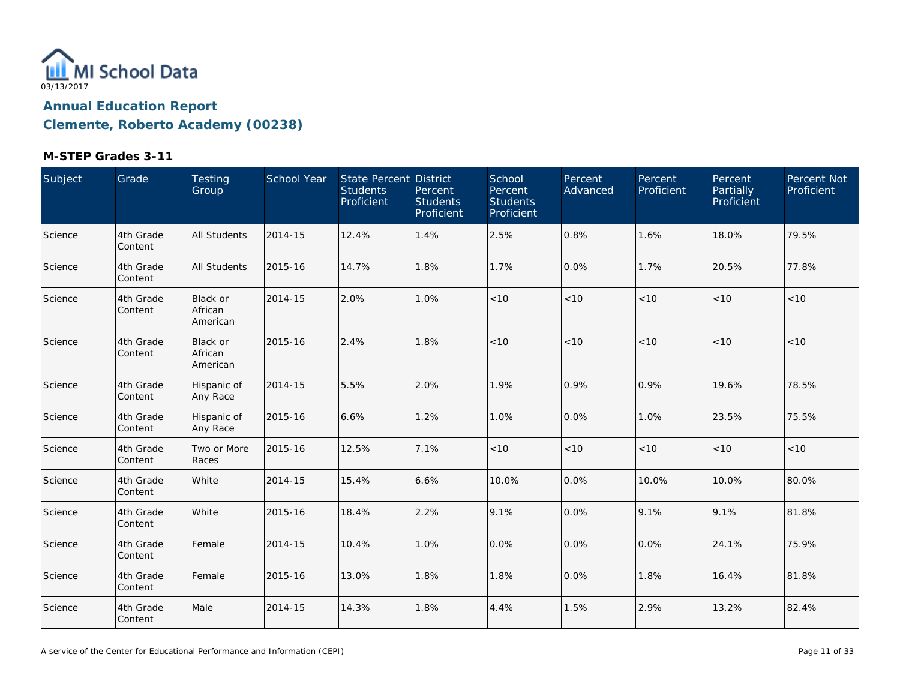MI School Data

03/13/2017

## Annual Education Report

## Clemente, Roberto Academy (00238)

### M-STEP Grades 3-11

| Subject | Grade | Testing Group | School Year | State Percent Students Proficient | District Percent Students Proficient | School Percent Students Proficient | Percent Advanced | Percent Proficient | Percent Partially Proficient | Percent Not Proficient |
|---|---|---|---|---|---|---|---|---|---|---|
| Science | 4th Grade Content | All Students | 2014-15 | 12.4% | 1.4% | 2.5% | 0.8% | 1.6% | 18.0% | 79.5% |
| Science | 4th Grade Content | All Students | 2015-16 | 14.7% | 1.8% | 1.7% | 0.0% | 1.7% | 20.5% | 77.8% |
| Science | 4th Grade Content | Black or African American | 2014-15 | 2.0% | 1.0% | <10 | <10 | <10 | <10 | <10 |
| Science | 4th Grade Content | Black or African American | 2015-16 | 2.4% | 1.8% | <10 | <10 | <10 | <10 | <10 |
| Science | 4th Grade Content | Hispanic of Any Race | 2014-15 | 5.5% | 2.0% | 1.9% | 0.9% | 0.9% | 19.6% | 78.5% |
| Science | 4th Grade Content | Hispanic of Any Race | 2015-16 | 6.6% | 1.2% | 1.0% | 0.0% | 1.0% | 23.5% | 75.5% |
| Science | 4th Grade Content | Two or More Races | 2015-16 | 12.5% | 7.1% | <10 | <10 | <10 | <10 | <10 |
| Science | 4th Grade Content | White | 2014-15 | 15.4% | 6.6% | 10.0% | 0.0% | 10.0% | 10.0% | 80.0% |
| Science | 4th Grade Content | White | 2015-16 | 18.4% | 2.2% | 9.1% | 0.0% | 9.1% | 9.1% | 81.8% |
| Science | 4th Grade Content | Female | 2014-15 | 10.4% | 1.0% | 0.0% | 0.0% | 0.0% | 24.1% | 75.9% |
| Science | 4th Grade Content | Female | 2015-16 | 13.0% | 1.8% | 1.8% | 0.0% | 1.8% | 16.4% | 81.8% |
| Science | 4th Grade Content | Male | 2014-15 | 14.3% | 1.8% | 4.4% | 1.5% | 2.9% | 13.2% | 82.4% |

A service of the Center for Educational Performance and Information (CEPI)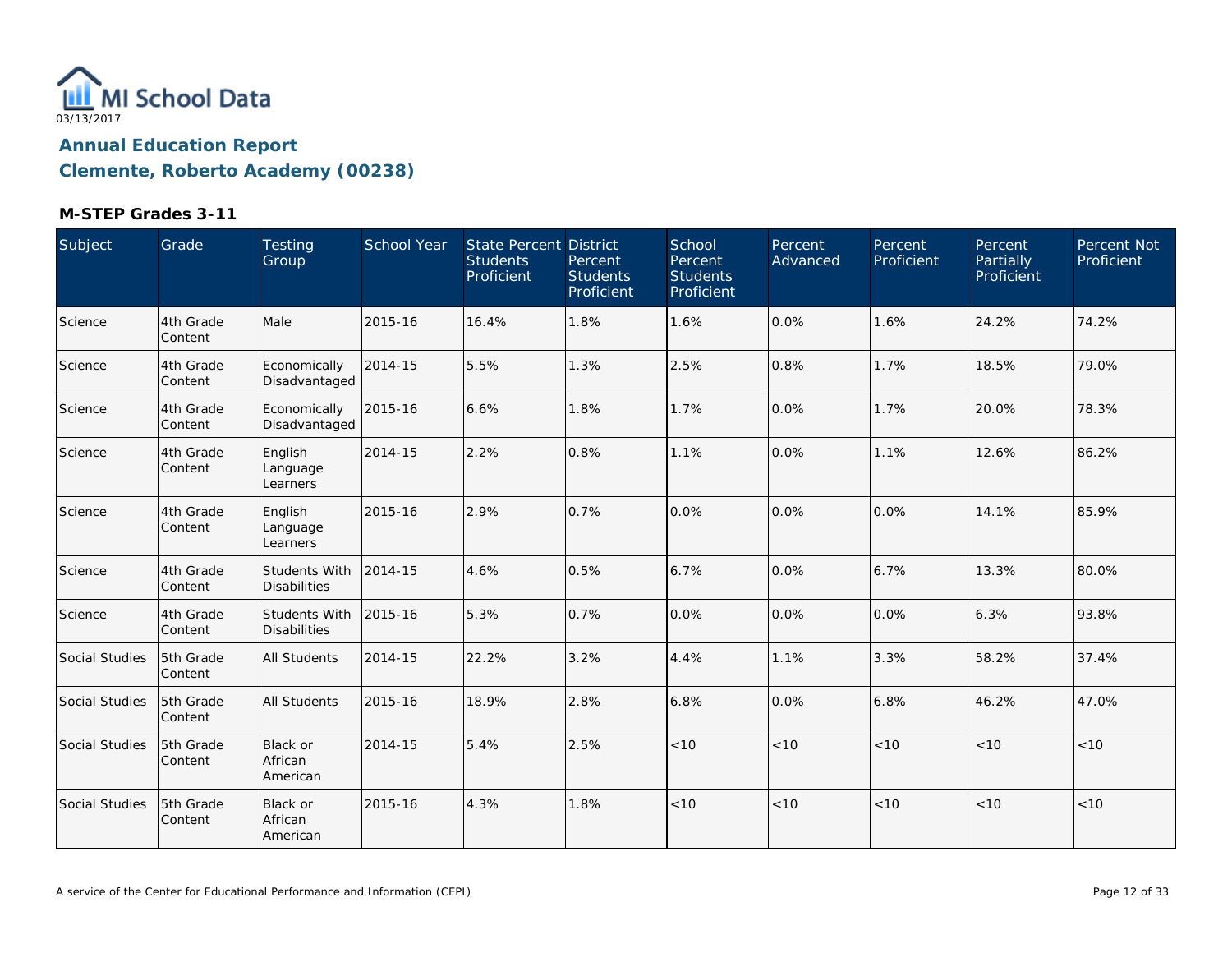MI School Data
03/13/2017

# Annual Education Report

## Clemente, Roberto Academy (00238)

### M-STEP Grades 3-11

| Subject | Grade | Testing Group | School Year | State Percent Students Proficient | District Percent Students Proficient | School Percent Students Proficient | Percent Advanced | Percent Proficient | Percent Partially Proficient | Percent Not Proficient |
|---|---|---|---|---|---|---|---|---|---|---|
| Science | 4th Grade Content | Male | 2015-16 | 16.4% | 1.8% | 1.6% | 0.0% | 1.6% | 24.2% | 74.2% |
| Science | 4th Grade Content | Economically Disadvantaged | 2014-15 | 5.5% | 1.3% | 2.5% | 0.8% | 1.7% | 18.5% | 79.0% |
| Science | 4th Grade Content | Economically Disadvantaged | 2015-16 | 6.6% | 1.8% | 1.7% | 0.0% | 1.7% | 20.0% | 78.3% |
| Science | 4th Grade Content | English Language Learners | 2014-15 | 2.2% | 0.8% | 1.1% | 0.0% | 1.1% | 12.6% | 86.2% |
| Science | 4th Grade Content | English Language Learners | 2015-16 | 2.9% | 0.7% | 0.0% | 0.0% | 0.0% | 14.1% | 85.9% |
| Science | 4th Grade Content | Students With Disabilities | 2014-15 | 4.6% | 0.5% | 6.7% | 0.0% | 6.7% | 13.3% | 80.0% |
| Science | 4th Grade Content | Students With Disabilities | 2015-16 | 5.3% | 0.7% | 0.0% | 0.0% | 0.0% | 6.3% | 93.8% |
| Social Studies | 5th Grade Content | All Students | 2014-15 | 22.2% | 3.2% | 4.4% | 1.1% | 3.3% | 58.2% | 37.4% |
| Social Studies | 5th Grade Content | All Students | 2015-16 | 18.9% | 2.8% | 6.8% | 0.0% | 6.8% | 46.2% | 47.0% |
| Social Studies | 5th Grade Content | Black or African American | 2014-15 | 5.4% | 2.5% | <10 | <10 | <10 | <10 | <10 |
| Social Studies | 5th Grade Content | Black or African American | 2015-16 | 4.3% | 1.8% | <10 | <10 | <10 | <10 | <10 |

A service of the Center for Educational Performance and Information (CEPI)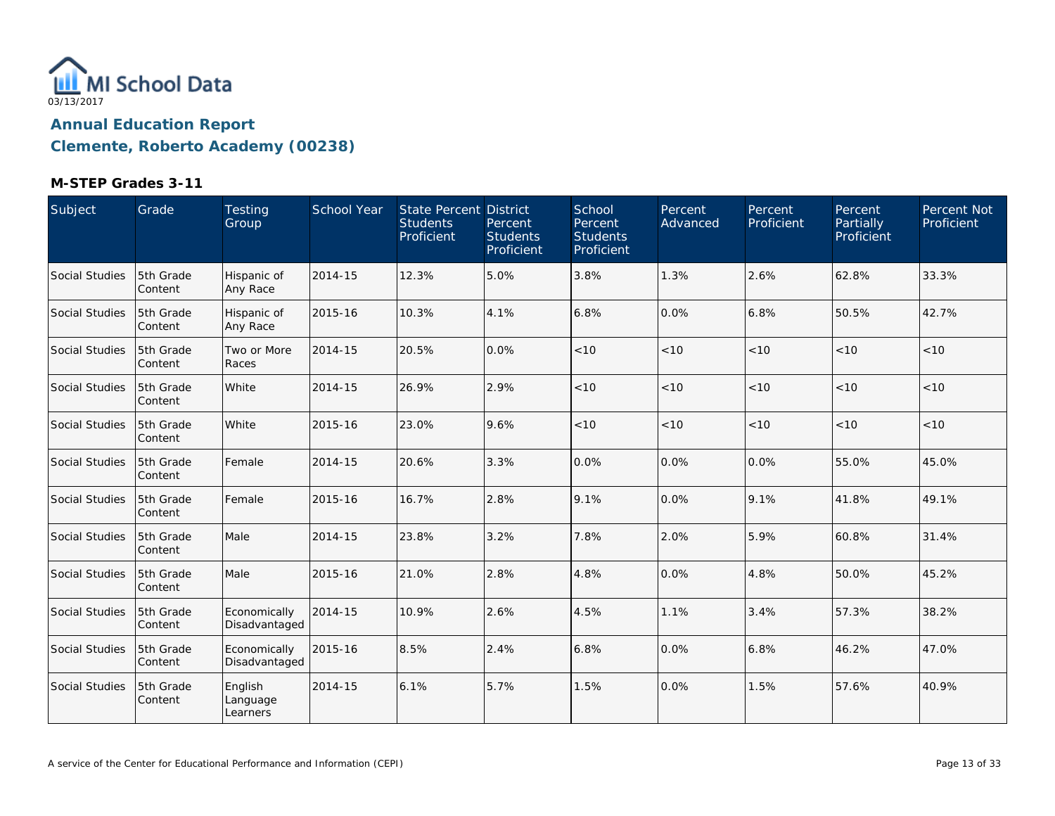# MI School Data

03/13/2017

## Annual Education Report

## Clemente, Roberto Academy (00238)

### M-STEP Grades 3-11

| Subject | Grade | Testing Group | School Year | State Percent Students Proficient | District Percent Students Proficient | School Percent Students Proficient | Percent Advanced | Percent Proficient | Percent Partially Proficient | Percent Not Proficient |
|---|---|---|---|---|---|---|---|---|---|---|
| Social Studies | 5th Grade Content | Hispanic of Any Race | 2014-15 | 12.3% | 5.0% | 3.8% | 1.3% | 2.6% | 62.8% | 33.3% |
| Social Studies | 5th Grade Content | Hispanic of Any Race | 2015-16 | 10.3% | 4.1% | 6.8% | 0.0% | 6.8% | 50.5% | 42.7% |
| Social Studies | 5th Grade Content | Two or More Races | 2014-15 | 20.5% | 0.0% | <10 | <10 | <10 | <10 | <10 |
| Social Studies | 5th Grade Content | White | 2014-15 | 26.9% | 2.9% | <10 | <10 | <10 | <10 | <10 |
| Social Studies | 5th Grade Content | White | 2015-16 | 23.0% | 9.6% | <10 | <10 | <10 | <10 | <10 |
| Social Studies | 5th Grade Content | Female | 2014-15 | 20.6% | 3.3% | 0.0% | 0.0% | 0.0% | 55.0% | 45.0% |
| Social Studies | 5th Grade Content | Female | 2015-16 | 16.7% | 2.8% | 9.1% | 0.0% | 9.1% | 41.8% | 49.1% |
| Social Studies | 5th Grade Content | Male | 2014-15 | 23.8% | 3.2% | 7.8% | 2.0% | 5.9% | 60.8% | 31.4% |
| Social Studies | 5th Grade Content | Male | 2015-16 | 21.0% | 2.8% | 4.8% | 0.0% | 4.8% | 50.0% | 45.2% |
| Social Studies | 5th Grade Content | Economically Disadvantaged | 2014-15 | 10.9% | 2.6% | 4.5% | 1.1% | 3.4% | 57.3% | 38.2% |
| Social Studies | 5th Grade Content | Economically Disadvantaged | 2015-16 | 8.5% | 2.4% | 6.8% | 0.0% | 6.8% | 46.2% | 47.0% |
| Social Studies | 5th Grade Content | English Language Learners | 2014-15 | 6.1% | 5.7% | 1.5% | 0.0% | 1.5% | 57.6% | 40.9% |

A service of the Center for Educational Performance and Information (CEPI)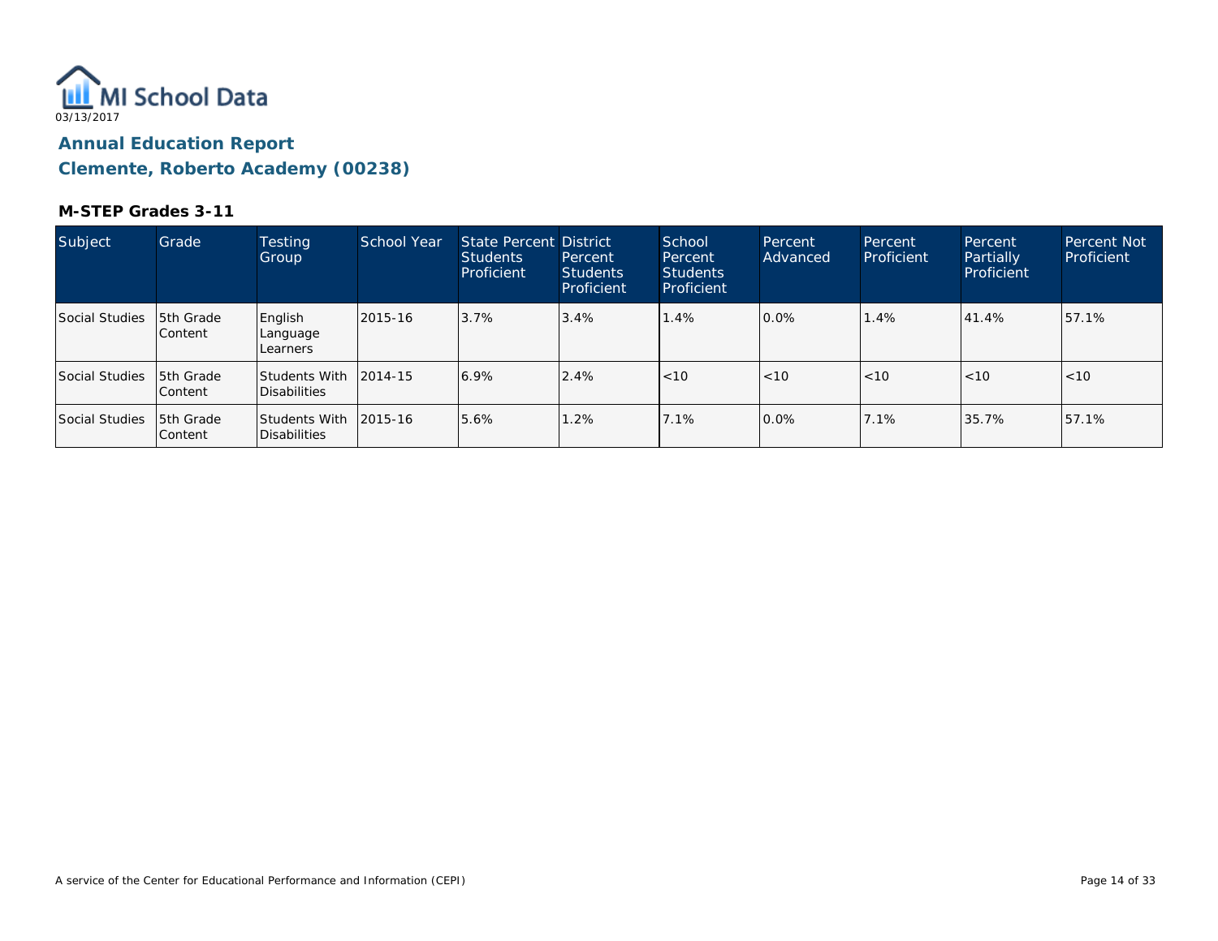MI School Data

03/13/2017

## Annual Education Report

## Clemente, Roberto Academy (00238)

### M-STEP Grades 3-11

| Subject | Grade | Testing Group | School Year | State Percent Students Proficient | District Percent Students Proficient | School Percent Students Proficient | Percent Advanced | Percent Proficient | Percent Partially Proficient | Percent Not Proficient |
|---|---|---|---|---|---|---|---|---|---|---|
| Social Studies | 5th Grade Content | English Language Learners | 2015-16 | 3.7% | 3.4% | 1.4% | 0.0% | 1.4% | 41.4% | 57.1% |
| Social Studies | 5th Grade Content | Students With Disabilities | 2014-15 | 6.9% | 2.4% | <10 | <10 | <10 | <10 | <10 |
| Social Studies | 5th Grade Content | Students With Disabilities | 2015-16 | 5.6% | 1.2% | 7.1% | 0.0% | 7.1% | 35.7% | 57.1% |

A service of the Center for Educational Performance and Information (CEPI)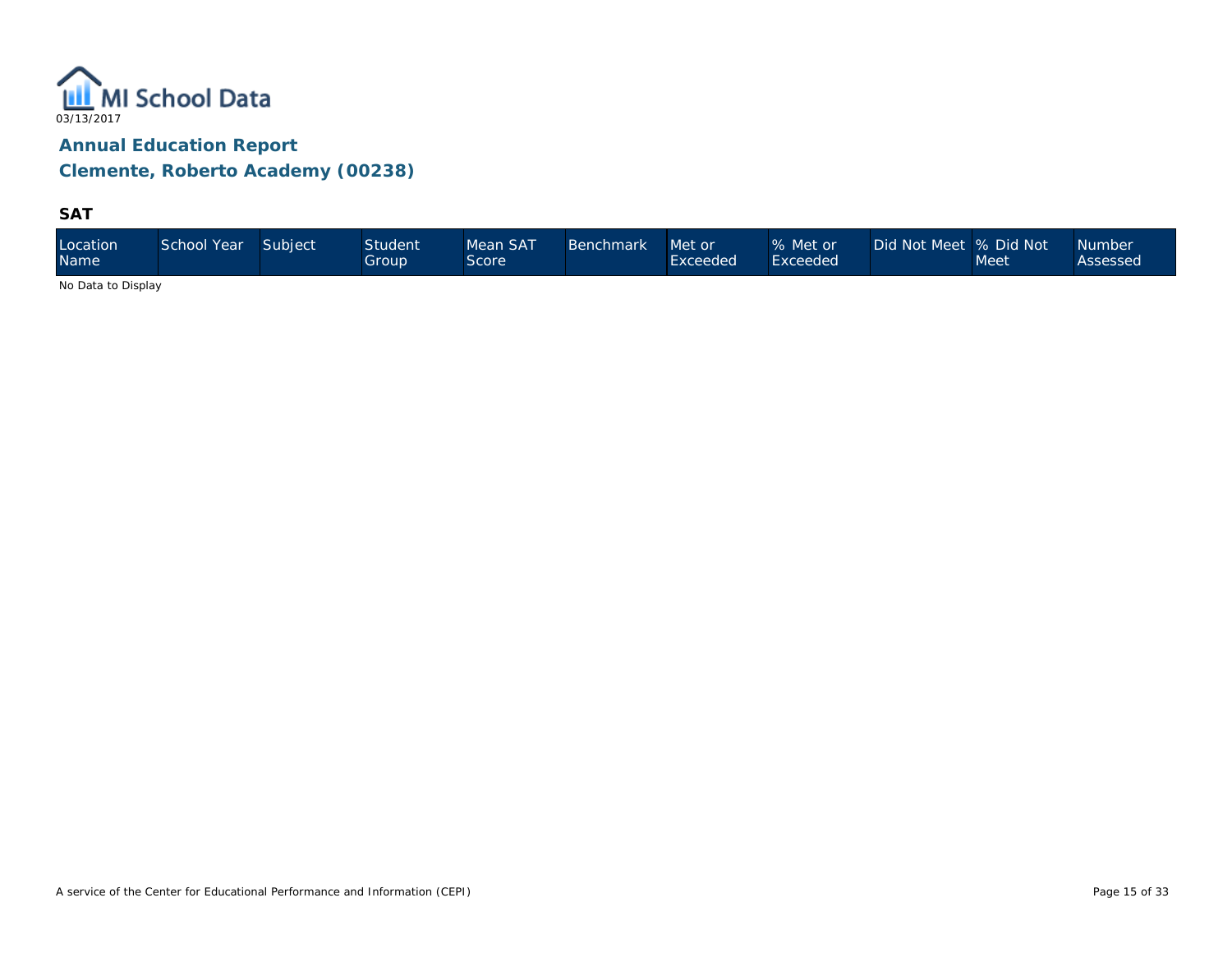MI School Data
03/13/2017

## Annual Education Report

## Clemente, Roberto Academy (00238)

### SAT

| Location Name | School Year | Subject | Student Group | Mean SAT Score | Benchmark | Met or Exceeded | % Met or Exceeded | Did Not Meet | % Did Not Meet | Number Assessed |
|---|---|---|---|---|---|---|---|---|---|---|

No Data to Display

A service of the Center for Educational Performance and Information (CEPI)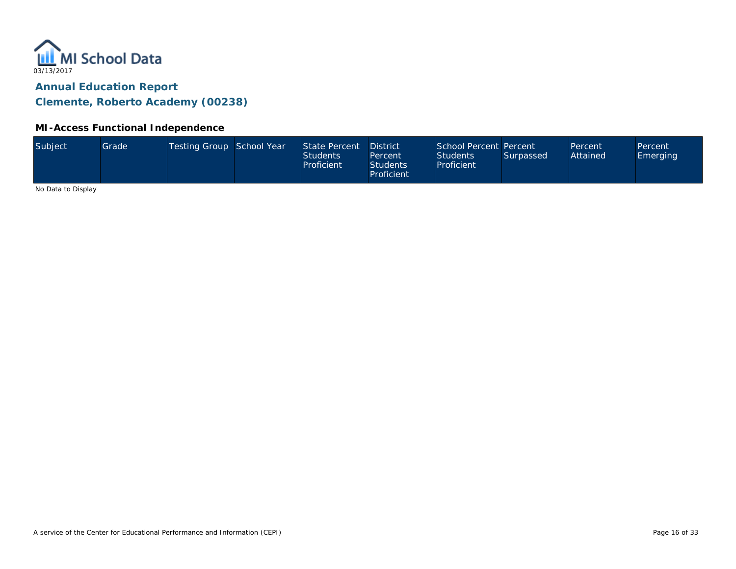MI School Data

03/13/2017

## Annual Education Report

## Clemente, Roberto Academy (00238)

### MI-Access Functional Independence

| Subject | Grade | Testing Group | School Year | State Percent Students Proficient | District Percent Students Proficient | School Percent Students Proficient | Percent Surpassed | Percent Attained | Percent Emerging |
|---|---|---|---|---|---|---|---|---|---|

No Data to Display

A service of the Center for Educational Performance and Information (CEPI)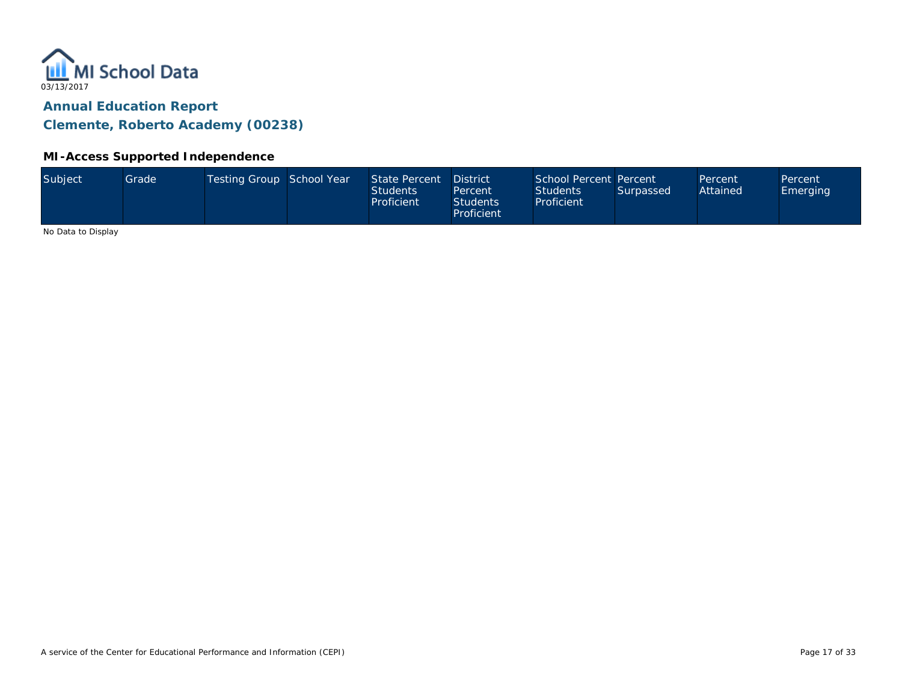MI School Data

03/13/2017

## Annual Education Report

## Clemente, Roberto Academy (00238)

### MI-Access Supported Independence

| Subject | Grade | Testing Group | School Year | State Percent Students Proficient | District Percent Students Proficient | School Percent Students Proficient | Percent Surpassed | Percent Attained | Percent Emerging |
|---|---|---|---|---|---|---|---|---|---|

No Data to Display

A service of the Center for Educational Performance and Information (CEPI)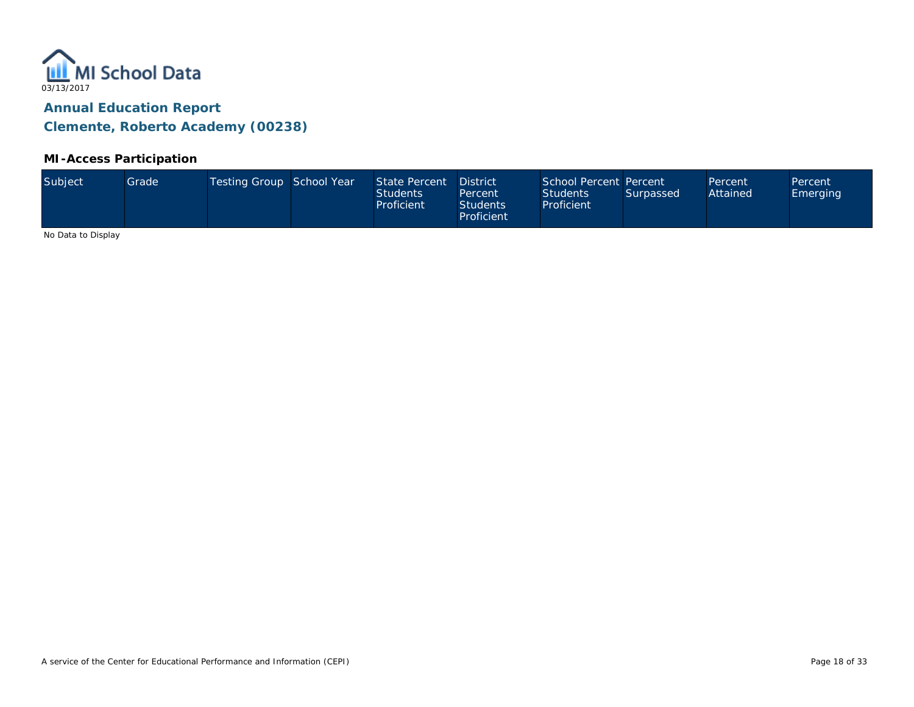MI School Data

03/13/2017

## Annual Education Report

## Clemente, Roberto Academy (00238)

### MI-Access Participation

| Subject | Grade | Testing Group | School Year | State Percent Students Proficient | District Percent Students Proficient | School Percent Students Proficient | Percent Surpassed | Percent Attained | Percent Emerging |
|---|---|---|---|---|---|---|---|---|---|

No Data to Display

A service of the Center for Educational Performance and Information (CEPI)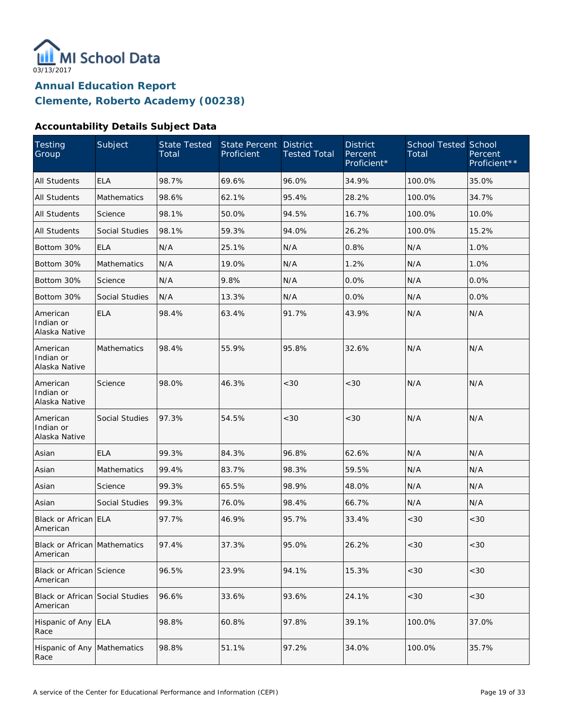MI School Data

03/13/2017

## Annual Education Report
## Clemente, Roberto Academy (00238)

### Accountability Details Subject Data

| Testing Group | Subject | State Tested Total | State Percent Proficient | District Tested Total | District Percent Proficient* | School Tested Total | School Percent Proficient** |
|---|---|---|---|---|---|---|---|
| All Students | ELA | 98.7% | 69.6% | 96.0% | 34.9% | 100.0% | 35.0% |
| All Students | Mathematics | 98.6% | 62.1% | 95.4% | 28.2% | 100.0% | 34.7% |
| All Students | Science | 98.1% | 50.0% | 94.5% | 16.7% | 100.0% | 10.0% |
| All Students | Social Studies | 98.1% | 59.3% | 94.0% | 26.2% | 100.0% | 15.2% |
| Bottom 30% | ELA | N/A | 25.1% | N/A | 0.8% | N/A | 1.0% |
| Bottom 30% | Mathematics | N/A | 19.0% | N/A | 1.2% | N/A | 1.0% |
| Bottom 30% | Science | N/A | 9.8% | N/A | 0.0% | N/A | 0.0% |
| Bottom 30% | Social Studies | N/A | 13.3% | N/A | 0.0% | N/A | 0.0% |
| American Indian or Alaska Native | ELA | 98.4% | 63.4% | 91.7% | 43.9% | N/A | N/A |
| American Indian or Alaska Native | Mathematics | 98.4% | 55.9% | 95.8% | 32.6% | N/A | N/A |
| American Indian or Alaska Native | Science | 98.0% | 46.3% | <30 | <30 | N/A | N/A |
| American Indian or Alaska Native | Social Studies | 97.3% | 54.5% | <30 | <30 | N/A | N/A |
| Asian | ELA | 99.3% | 84.3% | 96.8% | 62.6% | N/A | N/A |
| Asian | Mathematics | 99.4% | 83.7% | 98.3% | 59.5% | N/A | N/A |
| Asian | Science | 99.3% | 65.5% | 98.9% | 48.0% | N/A | N/A |
| Asian | Social Studies | 99.3% | 76.0% | 98.4% | 66.7% | N/A | N/A |
| Black or African American | ELA | 97.7% | 46.9% | 95.7% | 33.4% | <30 | <30 |
| Black or African American | Mathematics | 97.4% | 37.3% | 95.0% | 26.2% | <30 | <30 |
| Black or African American | Science | 96.5% | 23.9% | 94.1% | 15.3% | <30 | <30 |
| Black or African American | Social Studies | 96.6% | 33.6% | 93.6% | 24.1% | <30 | <30 |
| Hispanic of Any Race | ELA | 98.8% | 60.8% | 97.8% | 39.1% | 100.0% | 37.0% |
| Hispanic of Any Race | Mathematics | 98.8% | 51.1% | 97.2% | 34.0% | 100.0% | 35.7% |

A service of the Center for Educational Performance and Information (CEPI)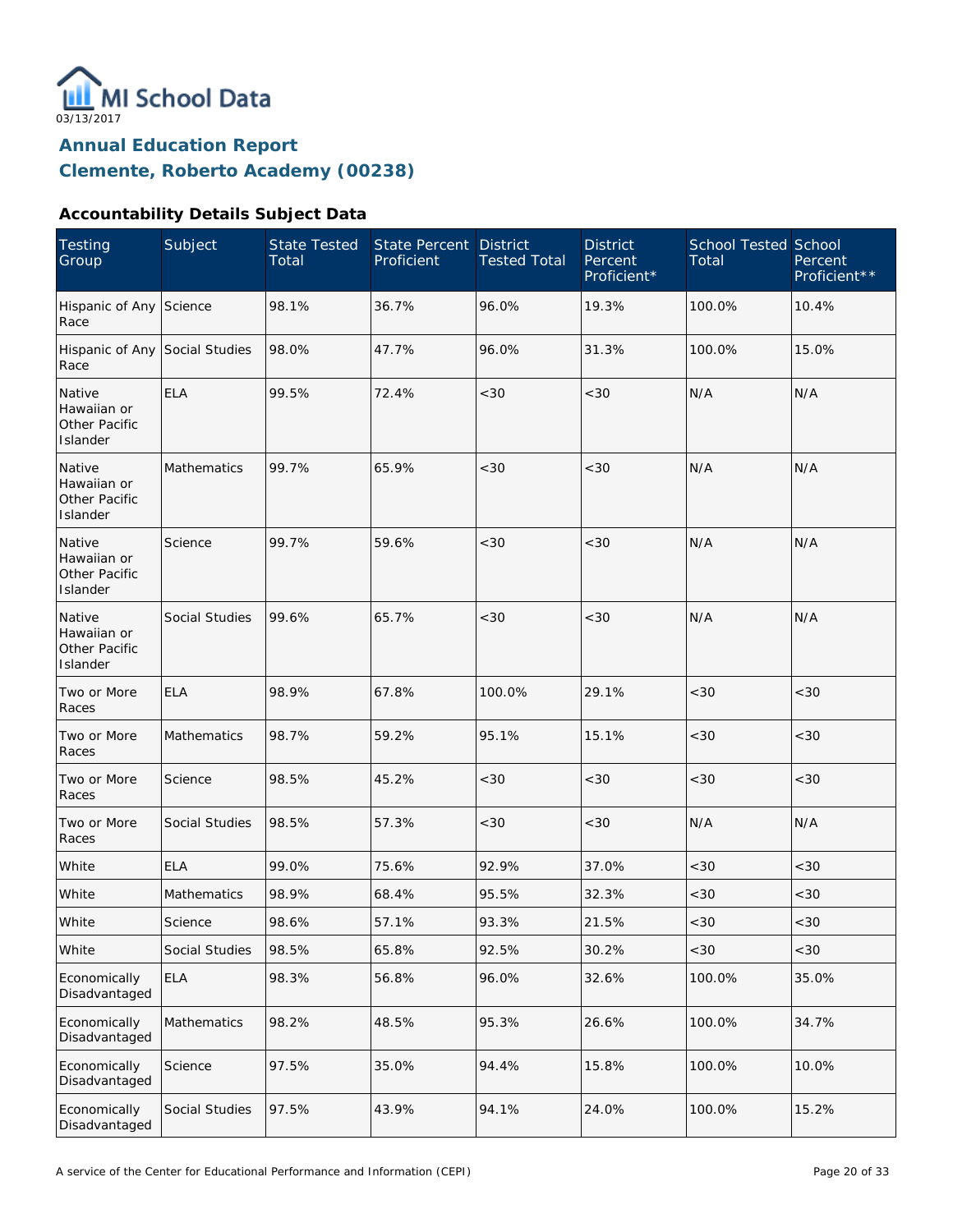MI School Data
03/13/2017

## Annual Education Report
## Clemente, Roberto Academy (00238)

### Accountability Details Subject Data

| Testing Group | Subject | State Tested Total | State Percent Proficient | District Tested Total | District Percent Proficient* | School Tested Total | School Percent Proficient** |
|---|---|---|---|---|---|---|---|
| Hispanic of Any Race | Science | 98.1% | 36.7% | 96.0% | 19.3% | 100.0% | 10.4% |
| Hispanic of Any Race | Social Studies | 98.0% | 47.7% | 96.0% | 31.3% | 100.0% | 15.0% |
| Native Hawaiian or Other Pacific Islander | ELA | 99.5% | 72.4% | <30 | <30 | N/A | N/A |
| Native Hawaiian or Other Pacific Islander | Mathematics | 99.7% | 65.9% | <30 | <30 | N/A | N/A |
| Native Hawaiian or Other Pacific Islander | Science | 99.7% | 59.6% | <30 | <30 | N/A | N/A |
| Native Hawaiian or Other Pacific Islander | Social Studies | 99.6% | 65.7% | <30 | <30 | N/A | N/A |
| Two or More Races | ELA | 98.9% | 67.8% | 100.0% | 29.1% | <30 | <30 |
| Two or More Races | Mathematics | 98.7% | 59.2% | 95.1% | 15.1% | <30 | <30 |
| Two or More Races | Science | 98.5% | 45.2% | <30 | <30 | <30 | <30 |
| Two or More Races | Social Studies | 98.5% | 57.3% | <30 | <30 | N/A | N/A |
| White | ELA | 99.0% | 75.6% | 92.9% | 37.0% | <30 | <30 |
| White | Mathematics | 98.9% | 68.4% | 95.5% | 32.3% | <30 | <30 |
| White | Science | 98.6% | 57.1% | 93.3% | 21.5% | <30 | <30 |
| White | Social Studies | 98.5% | 65.8% | 92.5% | 30.2% | <30 | <30 |
| Economically Disadvantaged | ELA | 98.3% | 56.8% | 96.0% | 32.6% | 100.0% | 35.0% |
| Economically Disadvantaged | Mathematics | 98.2% | 48.5% | 95.3% | 26.6% | 100.0% | 34.7% |
| Economically Disadvantaged | Science | 97.5% | 35.0% | 94.4% | 15.8% | 100.0% | 10.0% |
| Economically Disadvantaged | Social Studies | 97.5% | 43.9% | 94.1% | 24.0% | 100.0% | 15.2% |

A service of the Center for Educational Performance and Information (CEPI)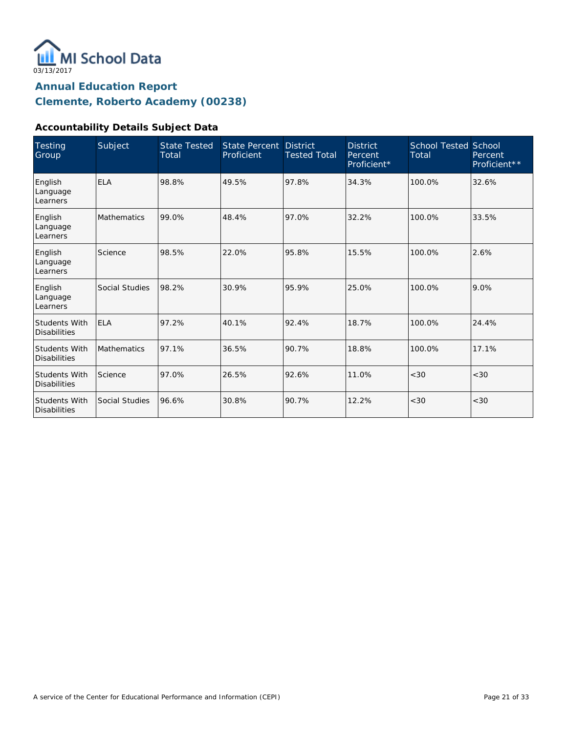MI School Data

03/13/2017

# Annual Education Report
## Clemente, Roberto Academy (00238)

### Accountability Details Subject Data

| Testing Group | Subject | State Tested Total | State Percent Proficient | District Tested Total | District Percent Proficient* | School Tested Total | School Percent Proficient** |
|---|---|---|---|---|---|---|---|
| English Language Learners | ELA | 98.8% | 49.5% | 97.8% | 34.3% | 100.0% | 32.6% |
| English Language Learners | Mathematics | 99.0% | 48.4% | 97.0% | 32.2% | 100.0% | 33.5% |
| English Language Learners | Science | 98.5% | 22.0% | 95.8% | 15.5% | 100.0% | 2.6% |
| English Language Learners | Social Studies | 98.2% | 30.9% | 95.9% | 25.0% | 100.0% | 9.0% |
| Students With Disabilities | ELA | 97.2% | 40.1% | 92.4% | 18.7% | 100.0% | 24.4% |
| Students With Disabilities | Mathematics | 97.1% | 36.5% | 90.7% | 18.8% | 100.0% | 17.1% |
| Students With Disabilities | Science | 97.0% | 26.5% | 92.6% | 11.0% | <30 | <30 |
| Students With Disabilities | Social Studies | 96.6% | 30.8% | 90.7% | 12.2% | <30 | <30 |

A service of the Center for Educational Performance and Information (CEPI)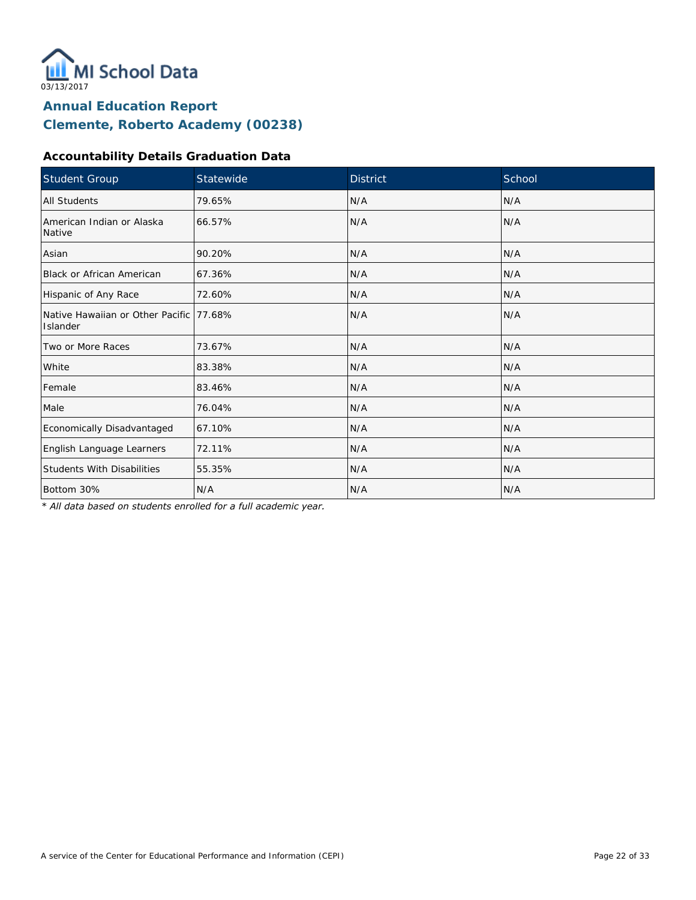MI School Data

03/13/2017

# Annual Education Report
# Clemente, Roberto Academy (00238)

### Accountability Details Graduation Data

| Student Group | Statewide | District | School |
|---|---|---|---|
| All Students | 79.65% | N/A | N/A |
| American Indian or Alaska Native | 66.57% | N/A | N/A |
| Asian | 90.20% | N/A | N/A |
| Black or African American | 67.36% | N/A | N/A |
| Hispanic of Any Race | 72.60% | N/A | N/A |
| Native Hawaiian or Other Pacific Islander | 77.68% | N/A | N/A |
| Two or More Races | 73.67% | N/A | N/A |
| White | 83.38% | N/A | N/A |
| Female | 83.46% | N/A | N/A |
| Male | 76.04% | N/A | N/A |
| Economically Disadvantaged | 67.10% | N/A | N/A |
| English Language Learners | 72.11% | N/A | N/A |
| Students With Disabilities | 55.35% | N/A | N/A |
| Bottom 30% | N/A | N/A | N/A |

*\* All data based on students enrolled for a full academic year.*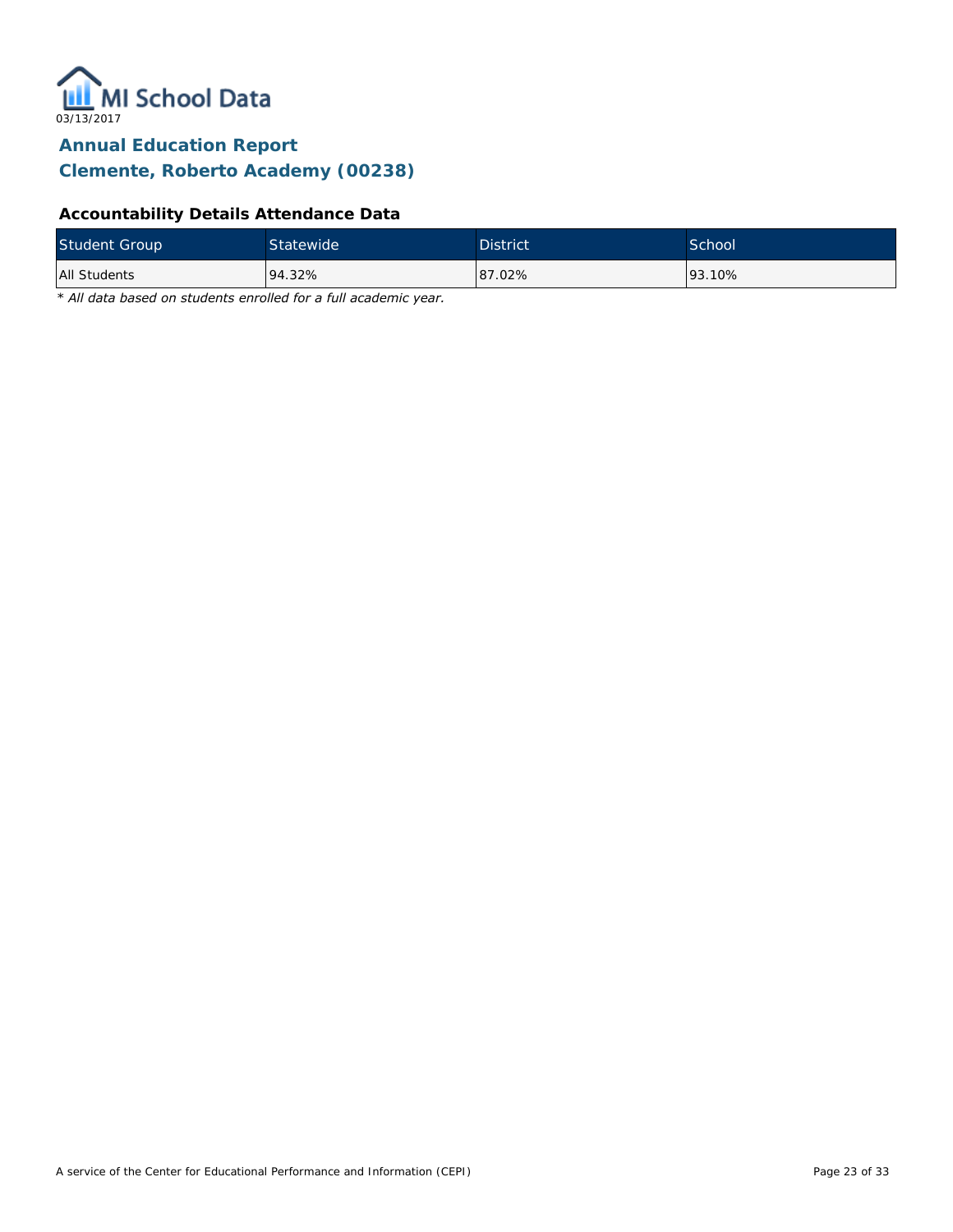MI School Data

03/13/2017

## Annual Education Report
## Clemente, Roberto Academy (00238)

### Accountability Details Attendance Data

| Student Group | Statewide | District | School |
|---|---|---|---|
| All Students | 94.32% | 87.02% | 93.10% |

*\* All data based on students enrolled for a full academic year.*

A service of the Center for Educational Performance and Information (CEPI)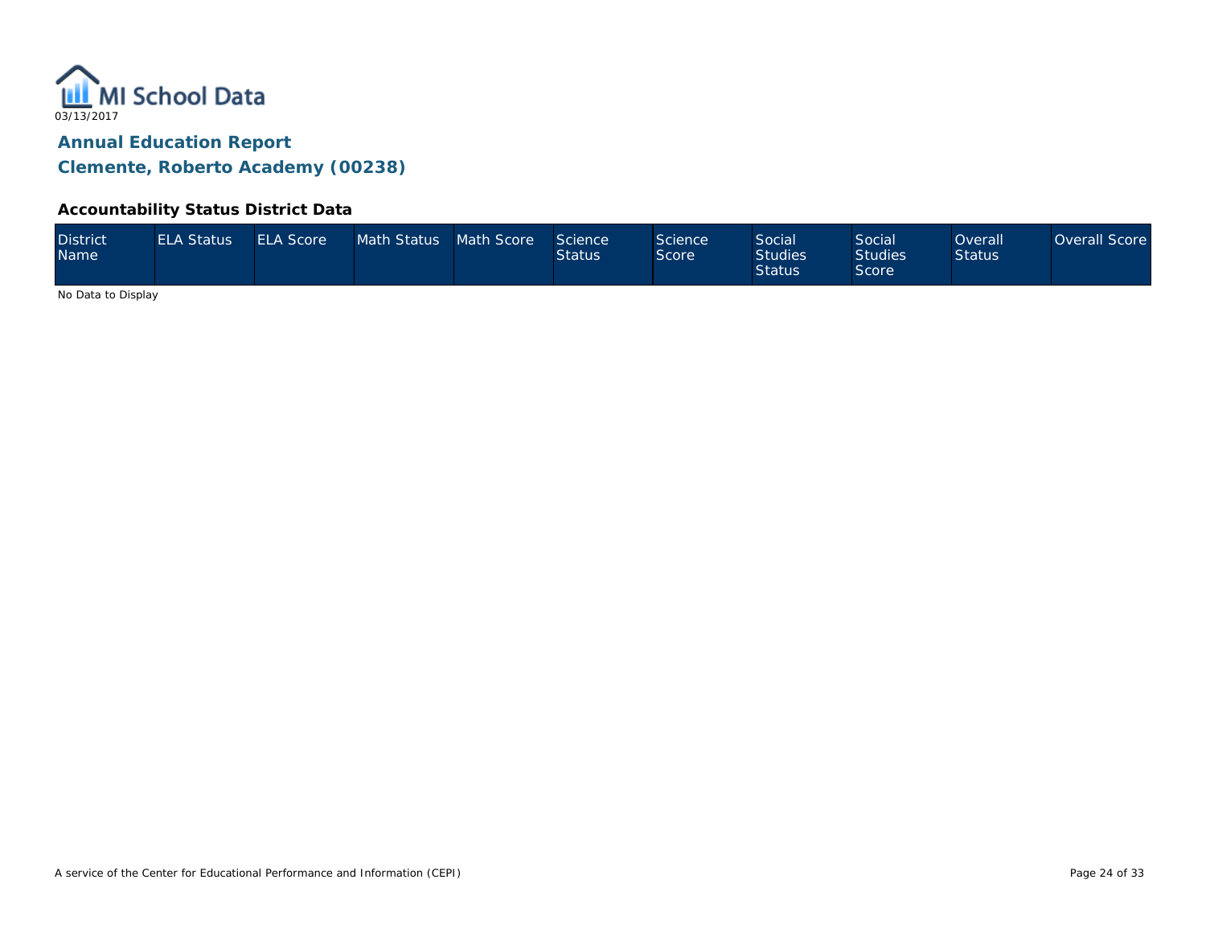MI School Data
03/13/2017

## Annual Education Report

## Clemente, Roberto Academy (00238)

### Accountability Status District Data

| District Name | ELA Status | ELA Score | Math Status | Math Score | Science Status | Science Score | Social Studies Status | Social Studies Score | Overall Status | Overall Score |
|---|---|---|---|---|---|---|---|---|---|---|

No Data to Display

A service of the Center for Educational Performance and Information (CEPI)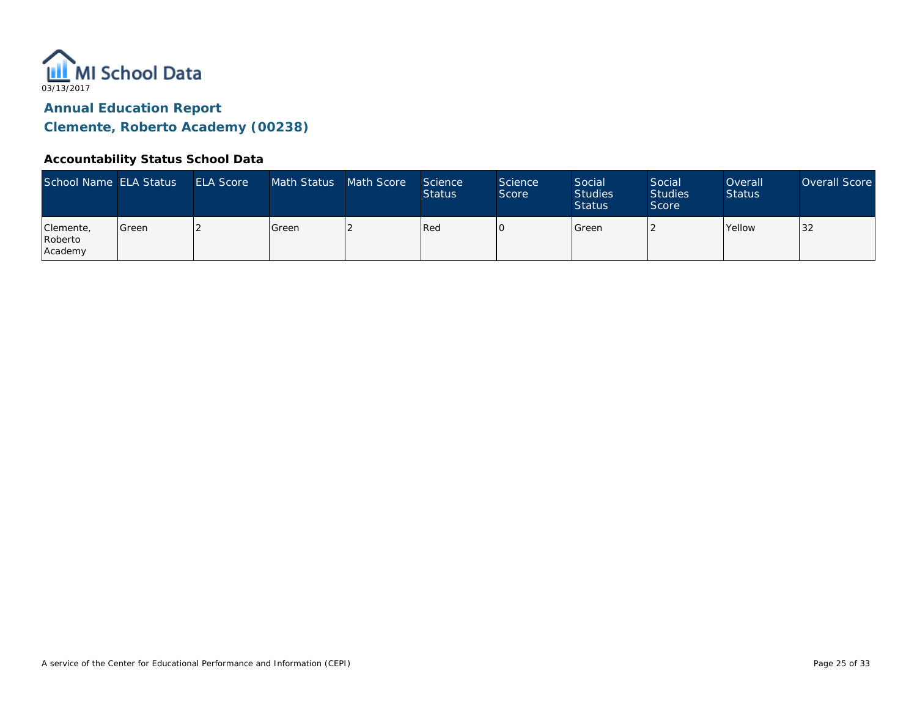MI School Data

03/13/2017

## Annual Education Report

## Clemente, Roberto Academy (00238)

### Accountability Status School Data

| School Name | ELA Status | ELA Score | Math Status | Math Score | Science Status | Science Score | Social Studies Status | Social Studies Score | Overall Status | Overall Score |
|---|---|---|---|---|---|---|---|---|---|---|
| Clemente, Roberto Academy | Green | 2 | Green | 2 | Red | 0 | Green | 2 | Yellow | 32 |

A service of the Center for Educational Performance and Information (CEPI)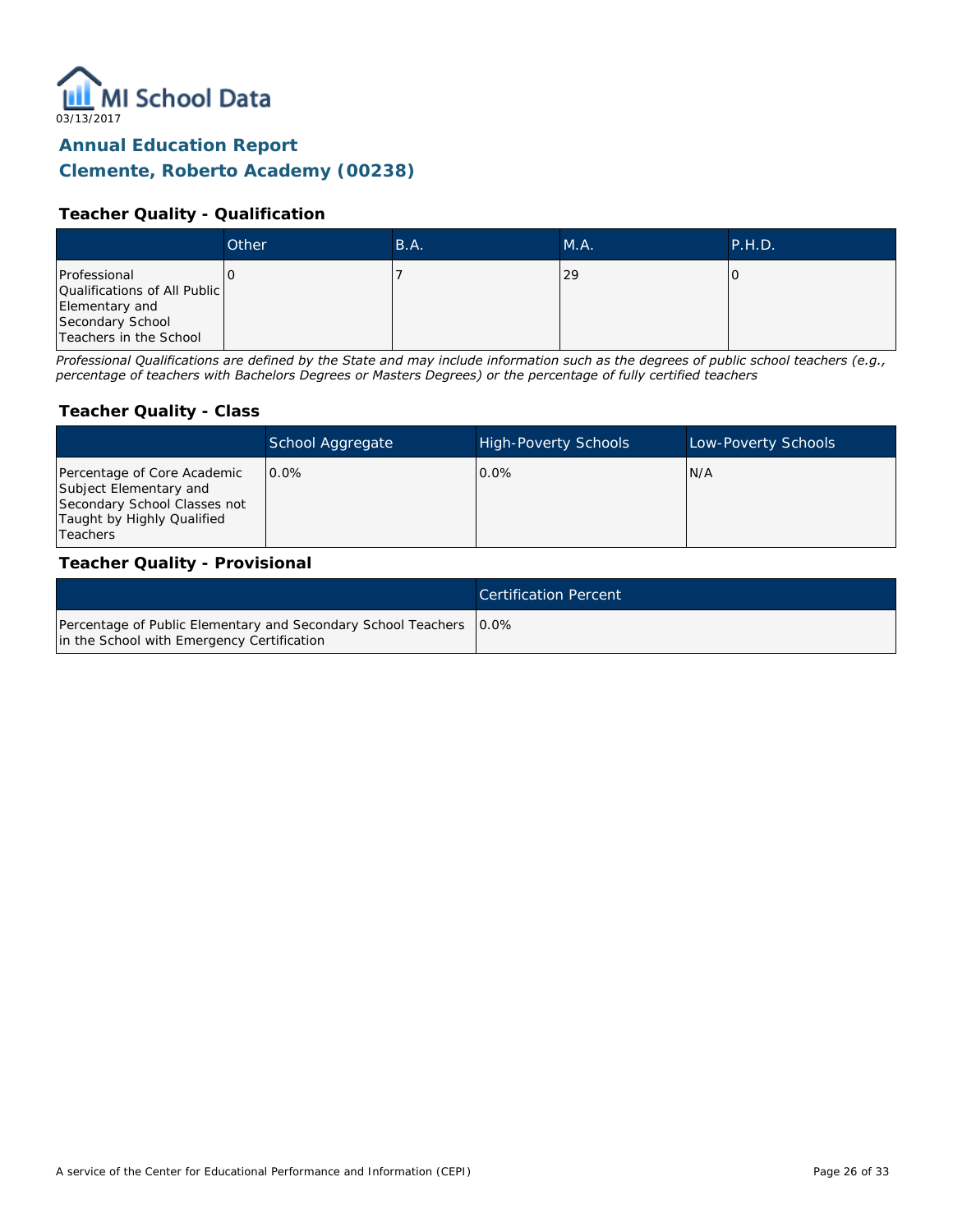MI School Data
03/13/2017

# Annual Education Report
# Clemente, Roberto Academy (00238)

### Teacher Quality - Qualification

| | Other | B.A. | M.A. | P.H.D. |
|---|---|---|---|---|
| Professional Qualifications of All Public Elementary and Secondary School Teachers in the School | 0 | 7 | 29 | 0 |

*Professional Qualifications are defined by the State and may include information such as the degrees of public school teachers (e.g., percentage of teachers with Bachelors Degrees or Masters Degrees) or the percentage of fully certified teachers*

### Teacher Quality - Class

| | School Aggregate | High-Poverty Schools | Low-Poverty Schools |
|---|---|---|---|
| Percentage of Core Academic Subject Elementary and Secondary School Classes not Taught by Highly Qualified Teachers | 0.0% | 0.0% | N/A |

### Teacher Quality - Provisional

| | Certification Percent |
|---|---|
| Percentage of Public Elementary and Secondary School Teachers in the School with Emergency Certification | 0.0% |

A service of the Center for Educational Performance and Information (CEPI)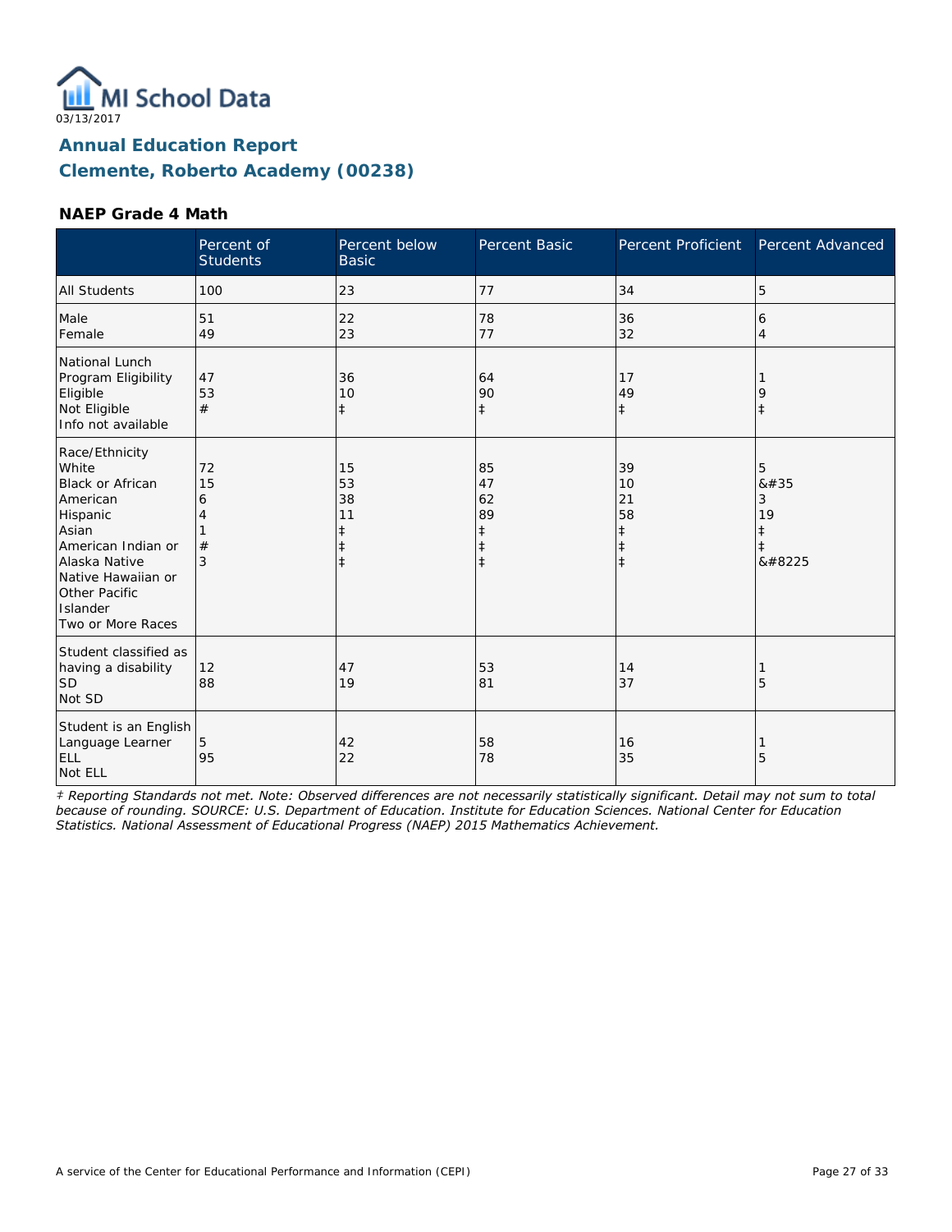03/13/2017

## Annual Education Report
## Clemente, Roberto Academy (00238)

### NAEP Grade 4 Math

| | Percent of Students | Percent below Basic | Percent Basic | Percent Proficient | Percent Advanced |
|---|---|---|---|---|---|
| All Students | 100 | 23 | 77 | 34 | 5 |
| Male<br>Female | 51<br>49 | 22<br>23 | 78<br>77 | 36<br>32 | 6<br>4 |
| National Lunch Program Eligibility<br>Eligible<br>Not Eligible<br>Info not available | 47<br>53<br># | 36<br>10<br>‡ | 64<br>90<br>‡ | 17<br>49<br>‡ | 1<br>9<br>‡ |
| Race/Ethnicity<br>White<br>Black or African American<br>Hispanic<br>Asian<br>American Indian or Alaska Native<br>Native Hawaiian or Other Pacific Islander<br>Two or More Races | 72<br>15<br>6<br>4<br>1<br>#<br>3 | 15<br>53<br>38<br>11<br>‡<br>‡<br>‡ | 85<br>47<br>62<br>89<br>‡<br>‡<br>‡ | 39<br>10<br>21<br>58<br>‡<br>‡<br>‡ | 5<br>&#35<br>3<br>19<br>‡<br>‡<br>&#8225 |
| Student classified as having a disability<br>SD<br>Not SD | 12<br>88 | 47<br>19 | 53<br>81 | 14<br>37 | 1<br>5 |
| Student is an English Language Learner<br>ELL<br>Not ELL | 5<br>95 | 42<br>22 | 58<br>78 | 16<br>35 | 1<br>5 |

*‡ Reporting Standards not met. Note: Observed differences are not necessarily statistically significant. Detail may not sum to total because of rounding. SOURCE: U.S. Department of Education. Institute for Education Sciences. National Center for Education Statistics. National Assessment of Educational Progress (NAEP) 2015 Mathematics Achievement.*

A service of the Center for Educational Performance and Information (CEPI)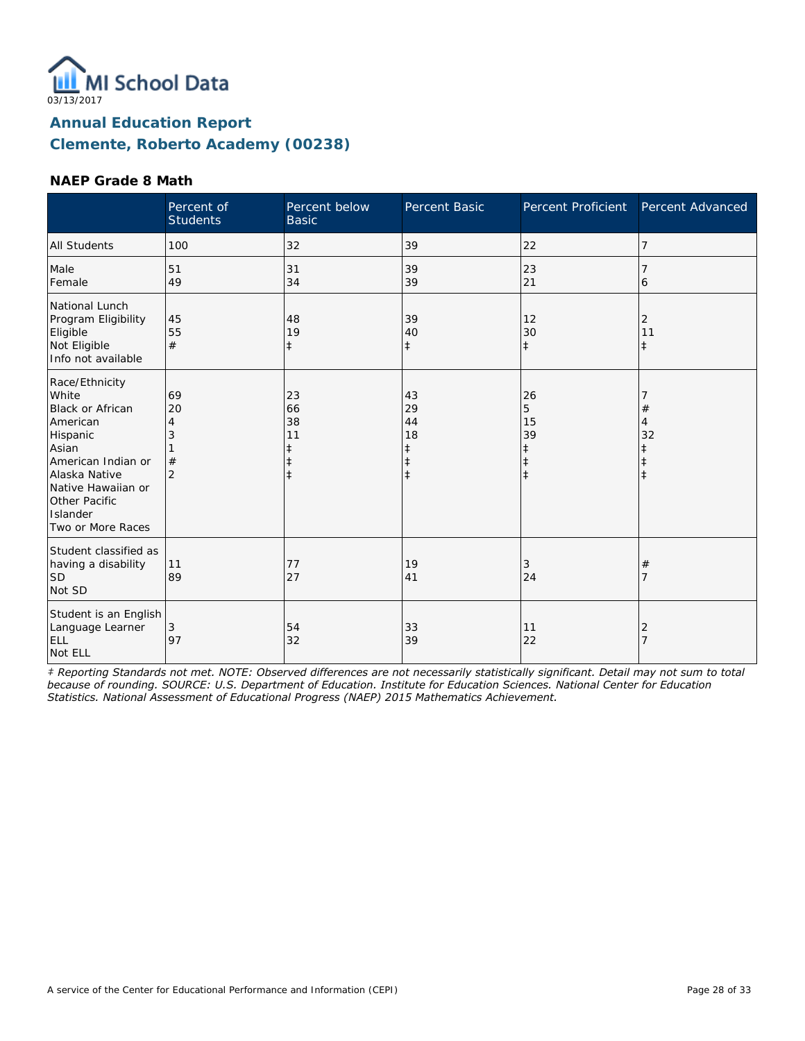MI School Data

03/13/2017

## Annual Education Report
## Clemente, Roberto Academy (00238)

### NAEP Grade 8 Math

| | Percent of Students | Percent below Basic | Percent Basic | Percent Proficient | Percent Advanced |
|---|---|---|---|---|---|
| All Students | 100 | 32 | 39 | 22 | 7 |
| Male | 51 | 31 | 39 | 23 | 7 |
| Female | 49 | 34 | 39 | 21 | 6 |
| National Lunch Program Eligibility | | | | | |
| Eligible | 45 | 48 | 39 | 12 | 2 |
| Not Eligible | 55 | 19 | 40 | 30 | 11 |
| Info not available | # | ‡ | ‡ | ‡ | ‡ |
| Race/Ethnicity | | | | | |
| White | 69 | 23 | 43 | 26 | 7 |
| Black or African American | 20 | 66 | 29 | 5 | # |
| Hispanic | 4 | 38 | 44 | 15 | 4 |
| Asian | 3 | 11 | 18 | 39 | 32 |
| American Indian or Alaska Native | 1 | ‡ | ‡ | ‡ | ‡ |
| Native Hawaiian or Other Pacific Islander | # | ‡ | ‡ | ‡ | ‡ |
| Two or More Races | 2 | ‡ | ‡ | ‡ | ‡ |
| Student classified as having a disability | | | | | |
| SD | 11 | 77 | 19 | 3 | # |
| Not SD | 89 | 27 | 41 | 24 | 7 |
| Student is an English Language Learner | | | | | |
| ELL | 3 | 54 | 33 | 11 | 2 |
| Not ELL | 97 | 32 | 39 | 22 | 7 |

*‡ Reporting Standards not met. NOTE: Observed differences are not necessarily statistically significant. Detail may not sum to total because of rounding. SOURCE: U.S. Department of Education. Institute for Education Sciences. National Center for Education Statistics. National Assessment of Educational Progress (NAEP) 2015 Mathematics Achievement.*

A service of the Center for Educational Performance and Information (CEPI)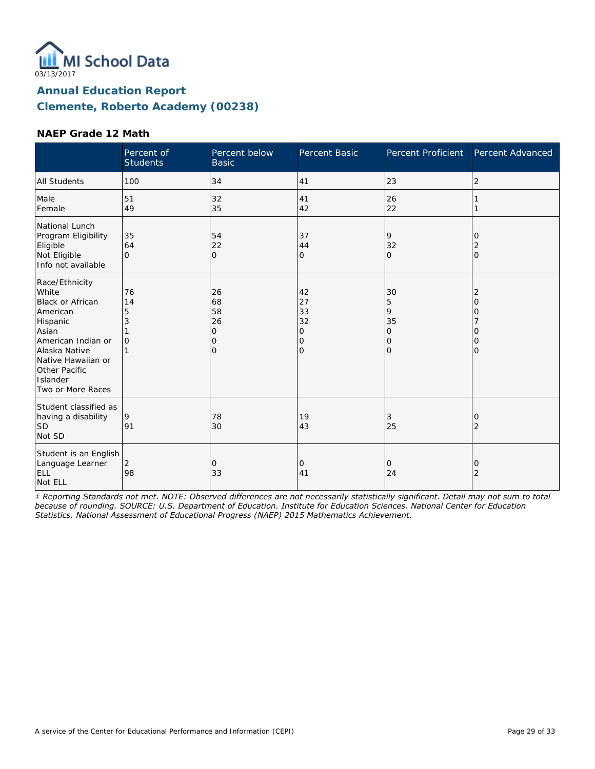03/13/2017

# Annual Education Report
## Clemente, Roberto Academy (00238)

### NAEP Grade 12 Math

| | Percent of Students | Percent below Basic | Percent Basic | Percent Proficient | Percent Advanced |
|---|---|---|---|---|---|
| All Students | 100 | 34 | 41 | 23 | 2 |
| Male | 51 | 32 | 41 | 26 | 1 |
| Female | 49 | 35 | 42 | 22 | 1 |
| National Lunch Program Eligibility | | | | | |
| Eligible | 35 | 54 | 37 | 9 | 0 |
| Not Eligible | 64 | 22 | 44 | 32 | 2 |
| Info not available | 0 | 0 | 0 | 0 | 0 |
| Race/Ethnicity | | | | | |
| White | 76 | 26 | 42 | 30 | 2 |
| Black or African American | 14 | 68 | 27 | 5 | 0 |
| Hispanic | 5 | 58 | 33 | 9 | 0 |
| Asian | 3 | 26 | 32 | 35 | 7 |
| American Indian or Alaska Native | 1 | 0 | 0 | 0 | 0 |
| Native Hawaiian or Other Pacific Islander | 0 | 0 | 0 | 0 | 0 |
| Two or More Races | 1 | 0 | 0 | 0 | 0 |
| Student classified as having a disability | | | | | |
| SD | 9 | 78 | 19 | 3 | 0 |
| Not SD | 91 | 30 | 43 | 25 | 2 |
| Student is an English Language Learner | | | | | |
| ELL | 2 | 0 | 0 | 0 | 0 |
| Not ELL | 98 | 33 | 41 | 24 | 2 |

*‡ Reporting Standards not met. NOTE: Observed differences are not necessarily statistically significant. Detail may not sum to total because of rounding. SOURCE: U.S. Department of Education. Institute for Education Sciences. National Center for Education Statistics. National Assessment of Educational Progress (NAEP) 2015 Mathematics Achievement.*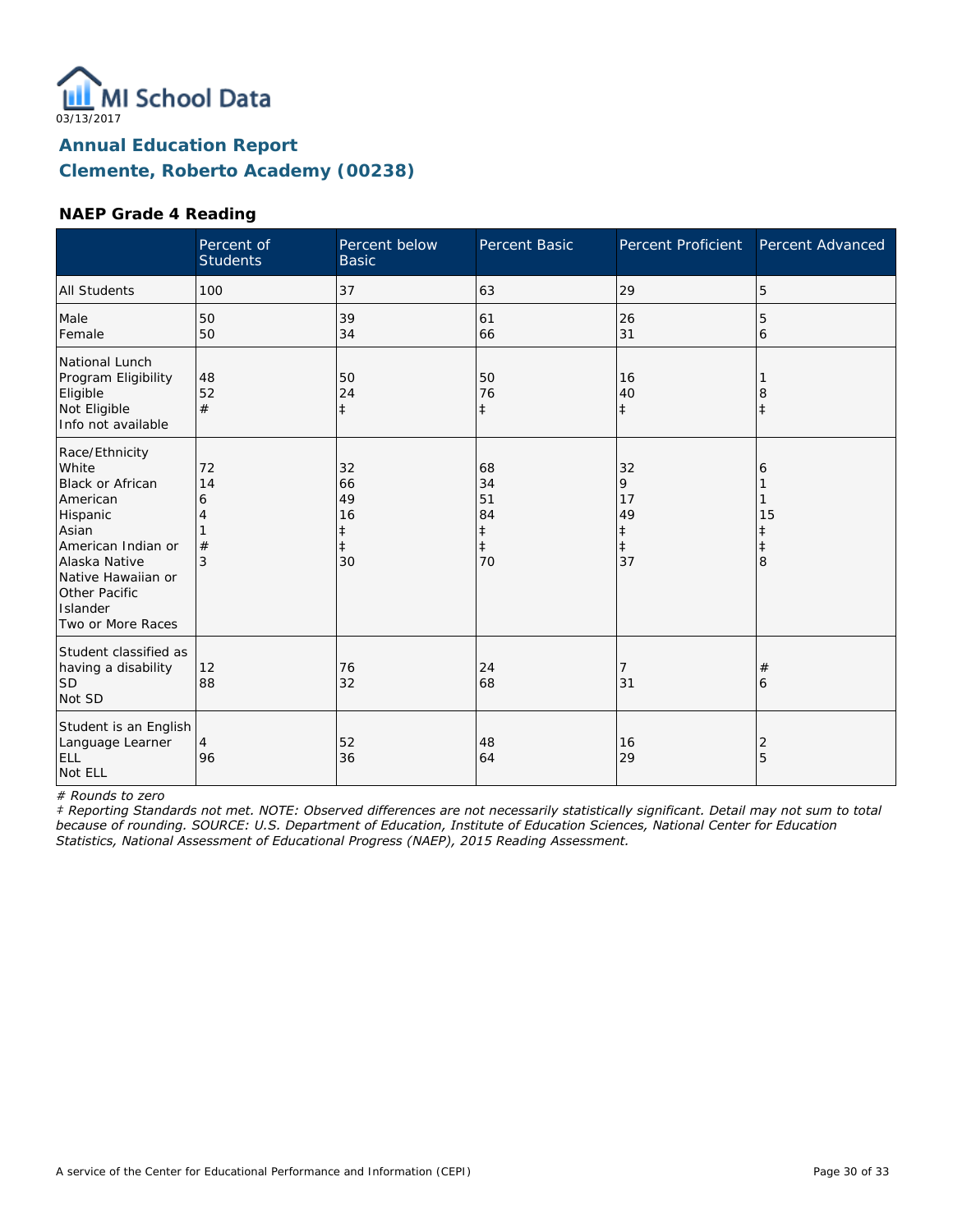03/13/2017

# Annual Education Report
## Clemente, Roberto Academy (00238)

### NAEP Grade 4 Reading

| | Percent of Students | Percent below Basic | Percent Basic | Percent Proficient | Percent Advanced |
|---|---|---|---|---|---|
| All Students | 100 | 37 | 63 | 29 | 5 |
| Male | 50 | 39 | 61 | 26 | 5 |
| Female | 50 | 34 | 66 | 31 | 6 |
| National Lunch Program Eligibility | | | | | |
| Eligible | 48 | 50 | 50 | 16 | 1 |
| Not Eligible | 52 | 24 | 76 | 40 | 8 |
| Info not available | # | ‡ | ‡ | ‡ | ‡ |
| Race/Ethnicity | | | | | |
| White | 72 | 32 | 68 | 32 | 6 |
| Black or African American | 14 | 66 | 34 | 9 | 1 |
| Hispanic | 6 | 49 | 51 | 17 | 1 |
| Asian | 4 | 16 | 84 | 49 | 15 |
| American Indian or Alaska Native | 1 | ‡ | ‡ | ‡ | ‡ |
| Native Hawaiian or Other Pacific Islander | # | ‡ | ‡ | ‡ | ‡ |
| Two or More Races | 3 | 30 | 70 | 37 | 8 |
| Student classified as having a disability | | | | | |
| SD | 12 | 76 | 24 | 7 | # |
| Not SD | 88 | 32 | 68 | 31 | 6 |
| Student is an English Language Learner | | | | | |
| ELL | 4 | 52 | 48 | 16 | 2 |
| Not ELL | 96 | 36 | 64 | 29 | 5 |

*# Rounds to zero*

*‡ Reporting Standards not met. NOTE: Observed differences are not necessarily statistically significant. Detail may not sum to total because of rounding. SOURCE: U.S. Department of Education, Institute of Education Sciences, National Center for Education Statistics, National Assessment of Educational Progress (NAEP), 2015 Reading Assessment.*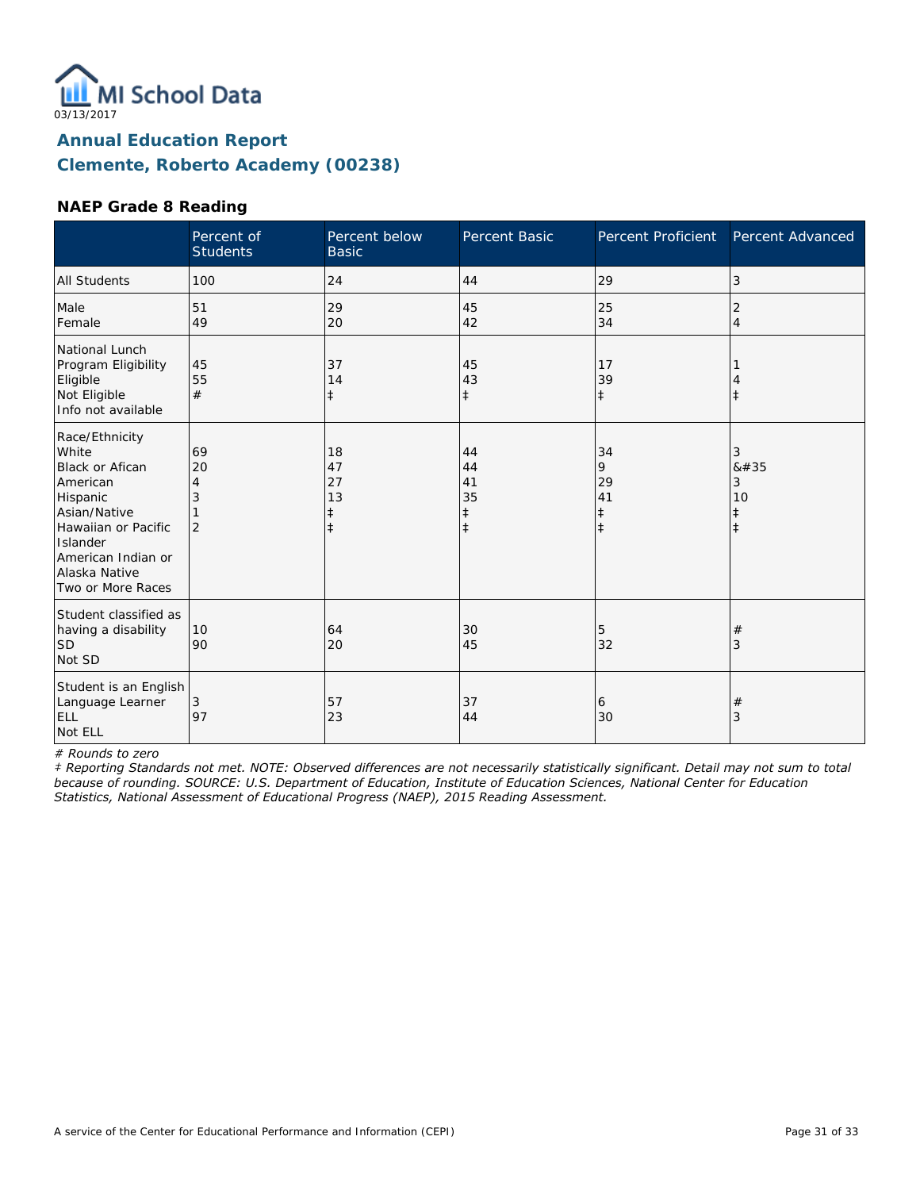03/13/2017

## Annual Education Report
## Clemente, Roberto Academy (00238)

### NAEP Grade 8 Reading

| | Percent of Students | Percent below Basic | Percent Basic | Percent Proficient | Percent Advanced |
|---|---|---|---|---|---|
| All Students | 100 | 24 | 44 | 29 | 3 |
| Male | 51 | 29 | 45 | 25 | 2 |
| Female | 49 | 20 | 42 | 34 | 4 |
| National Lunch Program Eligibility | | | | | |
| Eligible | 45 | 37 | 45 | 17 | 1 |
| Not Eligible | 55 | 14 | 43 | 39 | 4 |
| Info not available | # | ‡ | ‡ | ‡ | ‡ |
| Race/Ethnicity | | | | | |
| White | 69 | 18 | 44 | 34 | 3 |
| Black or Afican American | 20 | 47 | 44 | 9 | &#35 |
| Hispanic | 4 | 27 | 41 | 29 | 3 |
| Asian/Native Hawaiian or Pacific Islander | 3 | 13 | 35 | 41 | 10 |
| American Indian or Alaska Native | 1 | ‡ | ‡ | ‡ | ‡ |
| Two or More Races | 2 | ‡ | ‡ | ‡ | ‡ |
| Student classified as having a disability | | | | | |
| SD | 10 | 64 | 30 | 5 | # |
| Not SD | 90 | 20 | 45 | 32 | 3 |
| Student is an English Language Learner | | | | | |
| ELL | 3 | 57 | 37 | 6 | # |
| Not ELL | 97 | 23 | 44 | 30 | 3 |

*# Rounds to zero*

*‡ Reporting Standards not met. NOTE: Observed differences are not necessarily statistically significant. Detail may not sum to total because of rounding. SOURCE: U.S. Department of Education, Institute of Education Sciences, National Center for Education Statistics, National Assessment of Educational Progress (NAEP), 2015 Reading Assessment.*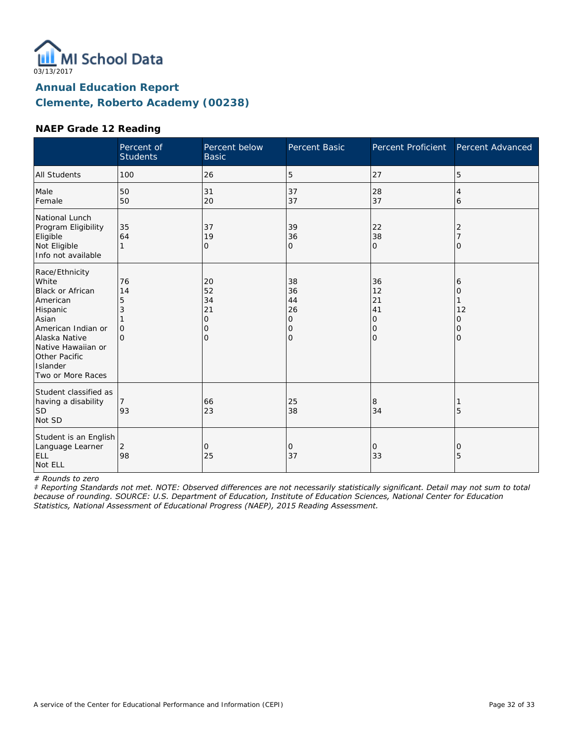MI School Data

03/13/2017

## Annual Education Report
## Clemente, Roberto Academy (00238)

### NAEP Grade 12 Reading

| | Percent of Students | Percent below Basic | Percent Basic | Percent Proficient | Percent Advanced |
|---|---|---|---|---|---|
| All Students | 100 | 26 | 5 | 27 | 5 |
| Male | 50 | 31 | 37 | 28 | 4 |
| Female | 50 | 20 | 37 | 37 | 6 |
| National Lunch Program Eligibility | | | | | |
| Eligible | 35 | 37 | 39 | 22 | 2 |
| Not Eligible | 64 | 19 | 36 | 38 | 7 |
| Info not available | 1 | 0 | 0 | 0 | 0 |
| Race/Ethnicity | | | | | |
| White | 76 | 20 | 38 | 36 | 6 |
| Black or African American | 14 | 52 | 36 | 12 | 0 |
| Hispanic | 5 | 34 | 44 | 21 | 1 |
| Asian | 3 | 21 | 26 | 41 | 12 |
| American Indian or Alaska Native | 1 | 0 | 0 | 0 | 0 |
| Native Hawaiian or Other Pacific Islander | 0 | 0 | 0 | 0 | 0 |
| Two or More Races | 0 | 0 | 0 | 0 | 0 |
| Student classified as having a disability | | | | | |
| SD | 7 | 66 | 25 | 8 | 1 |
| Not SD | 93 | 23 | 38 | 34 | 5 |
| Student is an English Language Learner | | | | | |
| ELL | 2 | 0 | 0 | 0 | 0 |
| Not ELL | 98 | 25 | 37 | 33 | 5 |

*# Rounds to zero*

*‡ Reporting Standards not met. NOTE: Observed differences are not necessarily statistically significant. Detail may not sum to total because of rounding. SOURCE: U.S. Department of Education, Institute of Education Sciences, National Center for Education Statistics, National Assessment of Educational Progress (NAEP), 2015 Reading Assessment.*

A service of the Center for Educational Performance and Information (CEPI)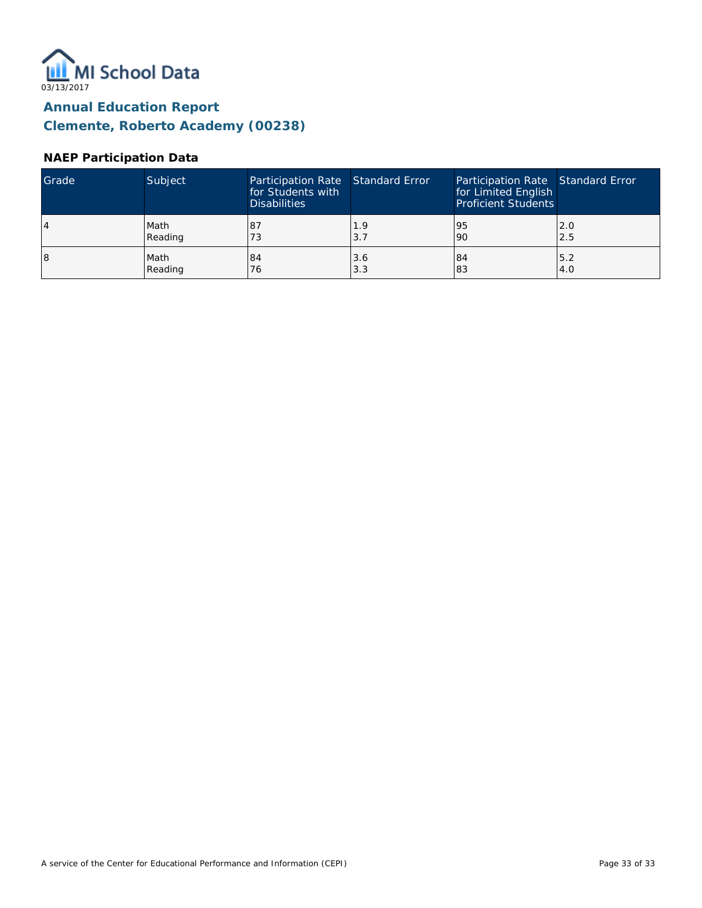MI School Data
03/13/2017

## Annual Education Report
## Clemente, Roberto Academy (00238)

### NAEP Participation Data

| Grade | Subject | Participation Rate for Students with Disabilities | Standard Error | Participation Rate for Limited English Proficient Students | Standard Error |
|---|---|---|---|---|---|
| 4 | Math<br>Reading | 87<br>73 | 1.9<br>3.7 | 95<br>90 | 2.0<br>2.5 |
| 8 | Math<br>Reading | 84<br>76 | 3.6<br>3.3 | 84<br>83 | 5.2<br>4.0 |

A service of the Center for Educational Performance and Information (CEPI)